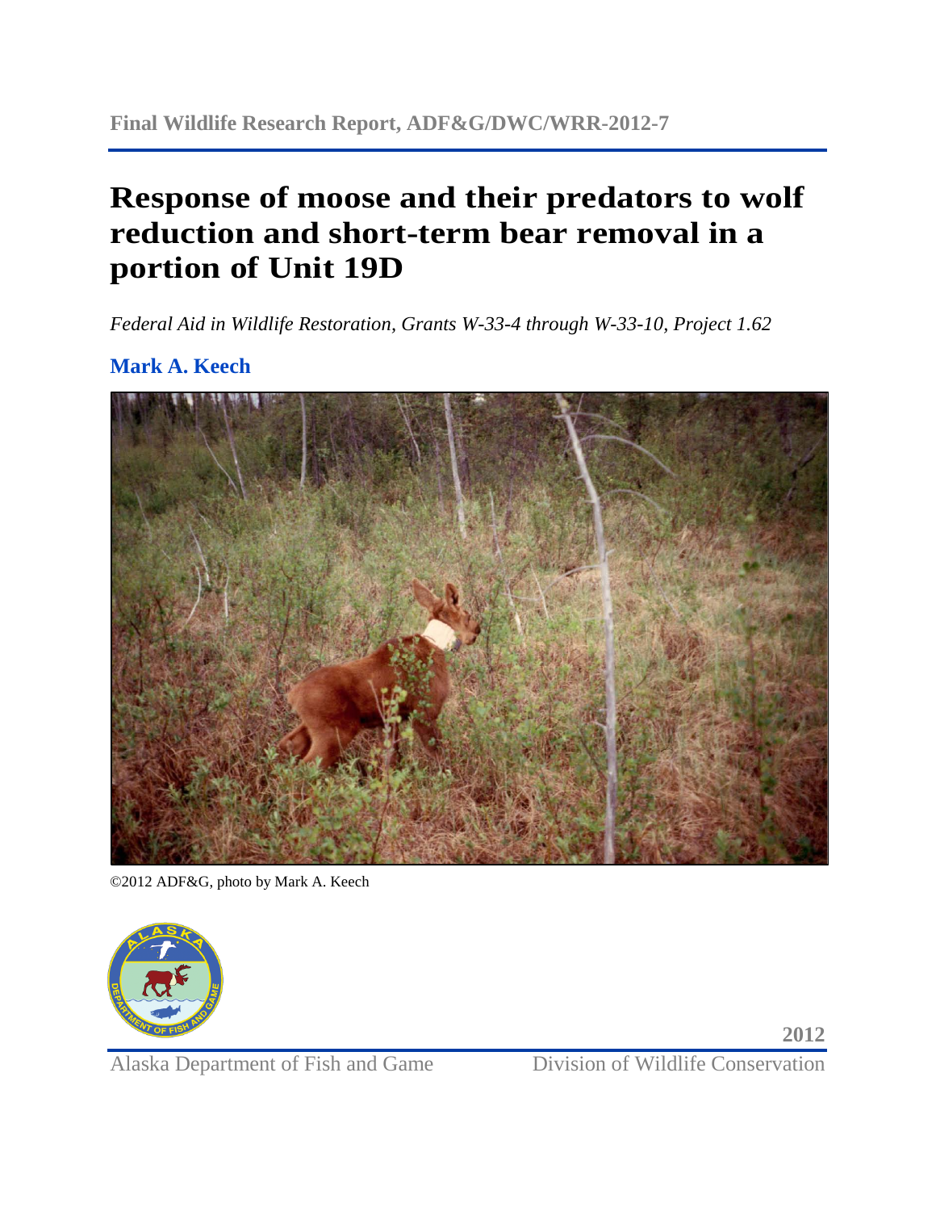Final Wildlife Research Report, ADF&G/DWC/WRR-2012-7

# Response of moose and their predators to wolf reduction and short-term bear removal in a portion of Unit 19D

*Federal Aid in Wildlife Restoration, Grants W-33-4 through W-33-10, Project 1.62*

**Mark A. Keech**

©2012 ADF&G, photo by Mark A. Keech

2012

Alaska Department of Fish and Game — Division of Wildlife Conservation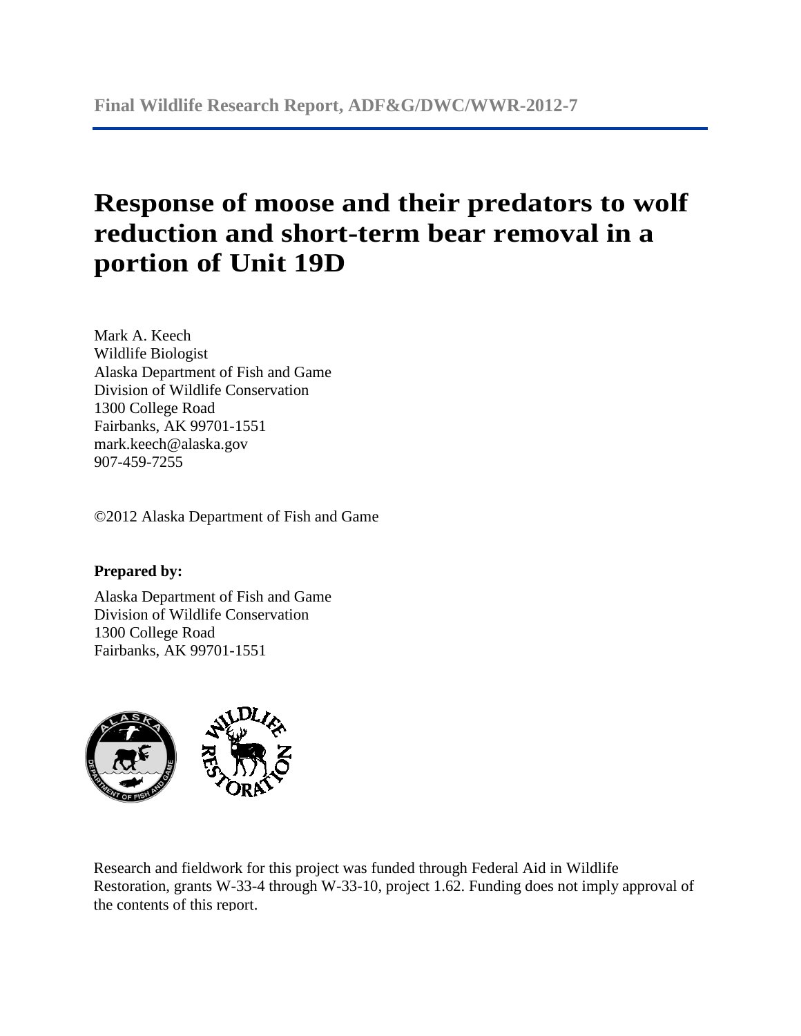**Final Wildlife Research Report, ADF&G/DWC/WWR-2012-7**

# Response of moose and their predators to wolf reduction and short-term bear removal in a portion of Unit 19D

Mark A. Keech
Wildlife Biologist
Alaska Department of Fish and Game
Division of Wildlife Conservation
1300 College Road
Fairbanks, AK 99701-1551
mark.keech@alaska.gov
907-459-7255

©2012 Alaska Department of Fish and Game

**Prepared by:**

Alaska Department of Fish and Game
Division of Wildlife Conservation
1300 College Road
Fairbanks, AK 99701-1551

Research and fieldwork for this project was funded through Federal Aid in Wildlife Restoration, grants W-33-4 through W-33-10, project 1.62. Funding does not imply approval of the contents of this report.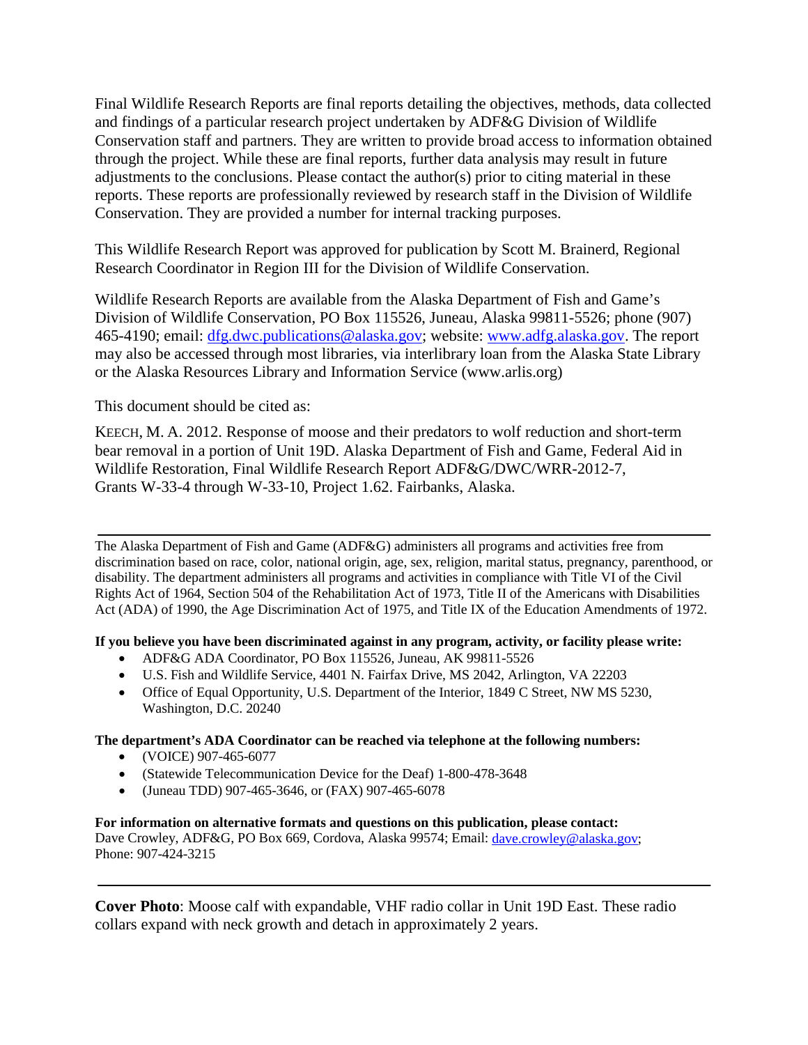Final Wildlife Research Reports are final reports detailing the objectives, methods, data collected and findings of a particular research project undertaken by ADF&G Division of Wildlife Conservation staff and partners. They are written to provide broad access to information obtained through the project. While these are final reports, further data analysis may result in future adjustments to the conclusions. Please contact the author(s) prior to citing material in these reports. These reports are professionally reviewed by research staff in the Division of Wildlife Conservation. They are provided a number for internal tracking purposes.

This Wildlife Research Report was approved for publication by Scott M. Brainerd, Regional Research Coordinator in Region III for the Division of Wildlife Conservation.

Wildlife Research Reports are available from the Alaska Department of Fish and Game's Division of Wildlife Conservation, PO Box 115526, Juneau, Alaska 99811-5526; phone (907) 465-4190; email: dfg.dwc.publications@alaska.gov; website: www.adfg.alaska.gov. The report may also be accessed through most libraries, via interlibrary loan from the Alaska State Library or the Alaska Resources Library and Information Service (www.arlis.org)

This document should be cited as:

KEECH, M. A. 2012. Response of moose and their predators to wolf reduction and short-term bear removal in a portion of Unit 19D. Alaska Department of Fish and Game, Federal Aid in Wildlife Restoration, Final Wildlife Research Report ADF&G/DWC/WRR-2012-7, Grants W-33-4 through W-33-10, Project 1.62. Fairbanks, Alaska.

---

The Alaska Department of Fish and Game (ADF&G) administers all programs and activities free from discrimination based on race, color, national origin, age, sex, religion, marital status, pregnancy, parenthood, or disability. The department administers all programs and activities in compliance with Title VI of the Civil Rights Act of 1964, Section 504 of the Rehabilitation Act of 1973, Title II of the Americans with Disabilities Act (ADA) of 1990, the Age Discrimination Act of 1975, and Title IX of the Education Amendments of 1972.

**If you believe you have been discriminated against in any program, activity, or facility please write:**

- ADF&G ADA Coordinator, PO Box 115526, Juneau, AK 99811-5526
- U.S. Fish and Wildlife Service, 4401 N. Fairfax Drive, MS 2042, Arlington, VA 22203
- Office of Equal Opportunity, U.S. Department of the Interior, 1849 C Street, NW MS 5230, Washington, D.C. 20240

**The department's ADA Coordinator can be reached via telephone at the following numbers:**

- (VOICE) 907-465-6077
- (Statewide Telecommunication Device for the Deaf) 1-800-478-3648
- (Juneau TDD) 907-465-3646, or (FAX) 907-465-6078

**For information on alternative formats and questions on this publication, please contact:**
Dave Crowley, ADF&G, PO Box 669, Cordova, Alaska 99574; Email: dave.crowley@alaska.gov; Phone: 907-424-3215

---

**Cover Photo**: Moose calf with expandable, VHF radio collar in Unit 19D East. These radio collars expand with neck growth and detach in approximately 2 years.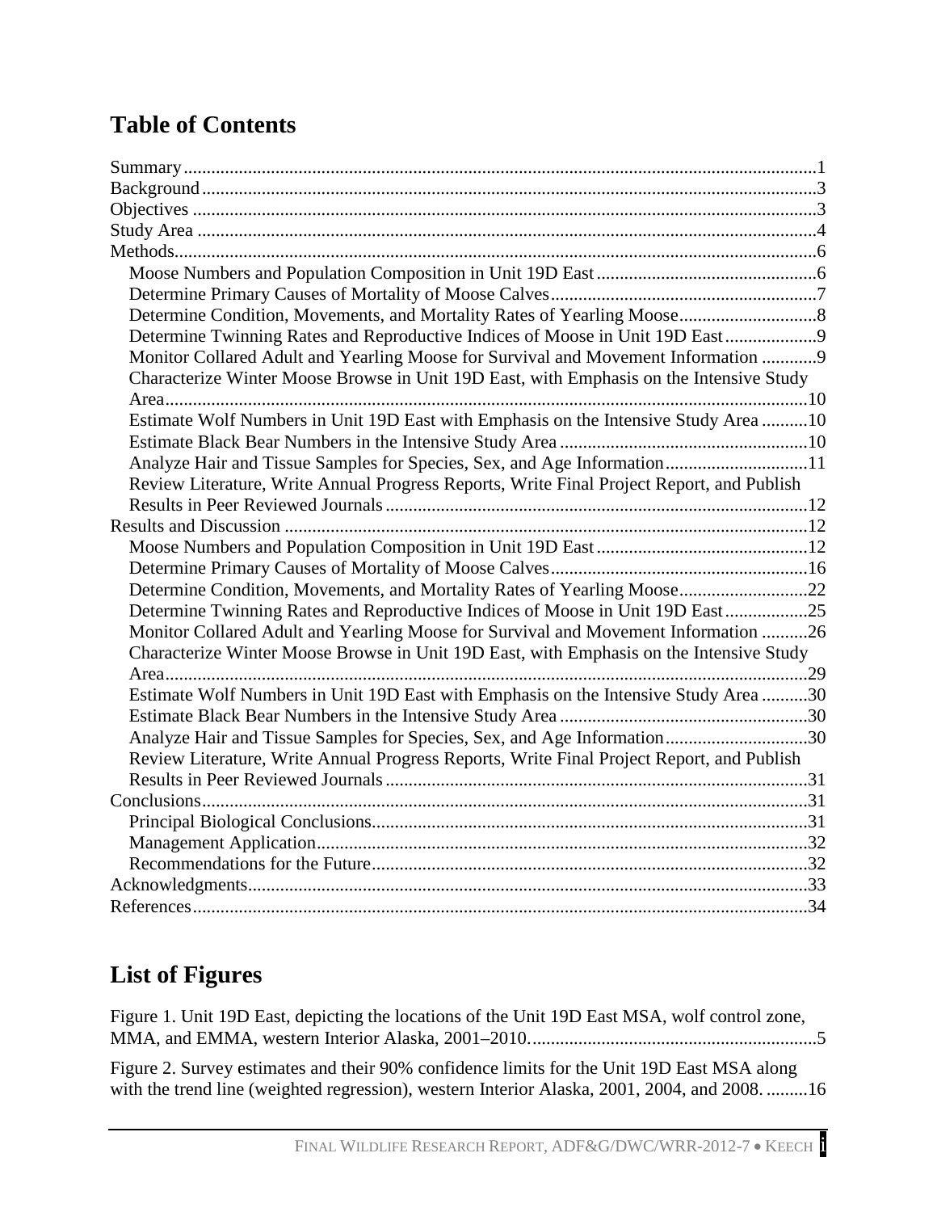## Table of Contents

Summary ........................................................................................................................ 1
Background ..................................................................................................................... 3
Objectives ....................................................................................................................... 3
Study Area ...................................................................................................................... 4
Methods .......................................................................................................................... 6
- Moose Numbers and Population Composition in Unit 19D East ................................................ 6
- Determine Primary Causes of Mortality of Moose Calves ......................................................... 7
- Determine Condition, Movements, and Mortality Rates of Yearling Moose .............................. 8
- Determine Twinning Rates and Reproductive Indices of Moose in Unit 19D East .................... 9
- Monitor Collared Adult and Yearling Moose for Survival and Movement Information ............ 9
- Characterize Winter Moose Browse in Unit 19D East, with Emphasis on the Intensive Study Area ........................................................................................................................... 10
- Estimate Wolf Numbers in Unit 19D East with Emphasis on the Intensive Study Area .......... 10
- Estimate Black Bear Numbers in the Intensive Study Area ..................................................... 10
- Analyze Hair and Tissue Samples for Species, Sex, and Age Information ............................... 11
- Review Literature, Write Annual Progress Reports, Write Final Project Report, and Publish Results in Peer Reviewed Journals ............................................................................ 12

Results and Discussion ................................................................................................. 12
- Moose Numbers and Population Composition in Unit 19D East .............................................. 12
- Determine Primary Causes of Mortality of Moose Calves ........................................................ 16
- Determine Condition, Movements, and Mortality Rates of Yearling Moose ............................ 22
- Determine Twinning Rates and Reproductive Indices of Moose in Unit 19D East .................. 25
- Monitor Collared Adult and Yearling Moose for Survival and Movement Information .......... 26
- Characterize Winter Moose Browse in Unit 19D East, with Emphasis on the Intensive Study Area ........................................................................................................................... 29
- Estimate Wolf Numbers in Unit 19D East with Emphasis on the Intensive Study Area .......... 30
- Estimate Black Bear Numbers in the Intensive Study Area ..................................................... 30
- Analyze Hair and Tissue Samples for Species, Sex, and Age Information ............................... 30
- Review Literature, Write Annual Progress Reports, Write Final Project Report, and Publish Results in Peer Reviewed Journals ............................................................................ 31

Conclusions ................................................................................................................... 31
- Principal Biological Conclusions .............................................................................................. 31
- Management Application .......................................................................................................... 32
- Recommendations for the Future .............................................................................................. 32

Acknowledgments .......................................................................................................... 33
References ..................................................................................................................... 34

## List of Figures

Figure 1. Unit 19D East, depicting the locations of the Unit 19D East MSA, wolf control zone, MMA, and EMMA, western Interior Alaska, 2001–2010. ............................................................. 5

Figure 2. Survey estimates and their 90% confidence limits for the Unit 19D East MSA along with the trend line (weighted regression), western Interior Alaska, 2001, 2004, and 2008. ......... 16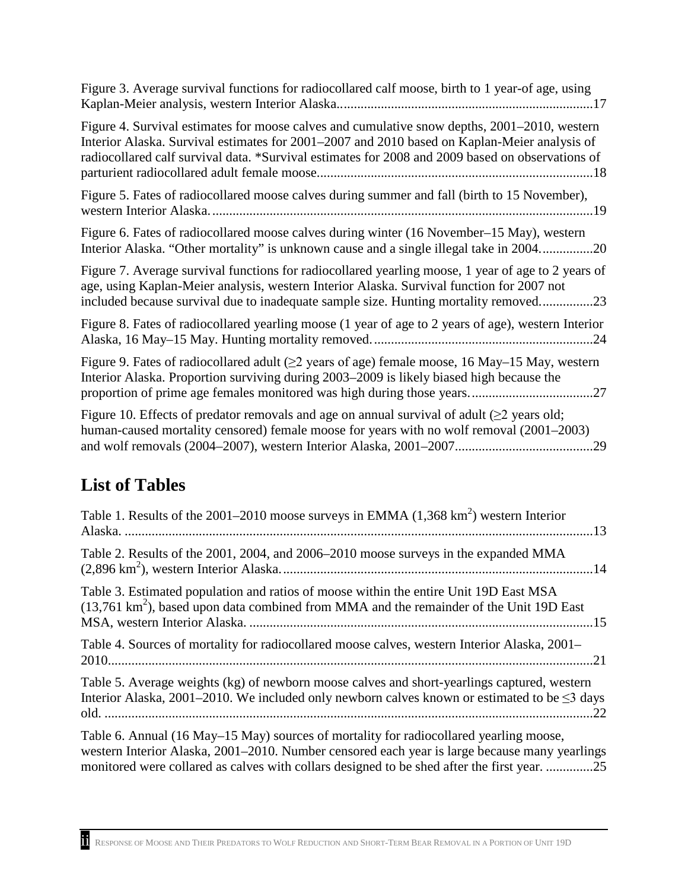Figure 3. Average survival functions for radiocollared calf moose, birth to 1 year-of age, using Kaplan-Meier analysis, western Interior Alaska. 17

Figure 4. Survival estimates for moose calves and cumulative snow depths, 2001–2010, western Interior Alaska. Survival estimates for 2001–2007 and 2010 based on Kaplan-Meier analysis of radiocollared calf survival data. *Survival estimates for 2008 and 2009 based on observations of parturient radiocollared adult female moose. 18

Figure 5. Fates of radiocollared moose calves during summer and fall (birth to 15 November), western Interior Alaska. 19

Figure 6. Fates of radiocollared moose calves during winter (16 November–15 May), western Interior Alaska. "Other mortality" is unknown cause and a single illegal take in 2004. 20

Figure 7. Average survival functions for radiocollared yearling moose, 1 year of age to 2 years of age, using Kaplan-Meier analysis, western Interior Alaska. Survival function for 2007 not included because survival due to inadequate sample size. Hunting mortality removed. 23

Figure 8. Fates of radiocollared yearling moose (1 year of age to 2 years of age), western Interior Alaska, 16 May–15 May. Hunting mortality removed. 24

Figure 9. Fates of radiocollared adult (≥2 years of age) female moose, 16 May–15 May, western Interior Alaska. Proportion surviving during 2003–2009 is likely biased high because the proportion of prime age females monitored was high during those years. 27

Figure 10. Effects of predator removals and age on annual survival of adult (≥2 years old; human-caused mortality censored) female moose for years with no wolf removal (2001–2003) and wolf removals (2004–2007), western Interior Alaska, 2001–2007. 29

## List of Tables

Table 1. Results of the 2001–2010 moose surveys in EMMA (1,368 $km^2$) western Interior Alaska. 13

Table 2. Results of the 2001, 2004, and 2006–2010 moose surveys in the expanded MMA (2,896 $km^2$), western Interior Alaska. 14

Table 3. Estimated population and ratios of moose within the entire Unit 19D East MSA (13,761 $km^2$), based upon data combined from MMA and the remainder of the Unit 19D East MSA, western Interior Alaska. 15

Table 4. Sources of mortality for radiocollared moose calves, western Interior Alaska, 2001–2010. 21

Table 5. Average weights (kg) of newborn moose calves and short-yearlings captured, western Interior Alaska, 2001–2010. We included only newborn calves known or estimated to be ≤3 days old. 22

Table 6. Annual (16 May–15 May) sources of mortality for radiocollared yearling moose, western Interior Alaska, 2001–2010. Number censored each year is large because many yearlings monitored were collared as calves with collars designed to be shed after the first year. 25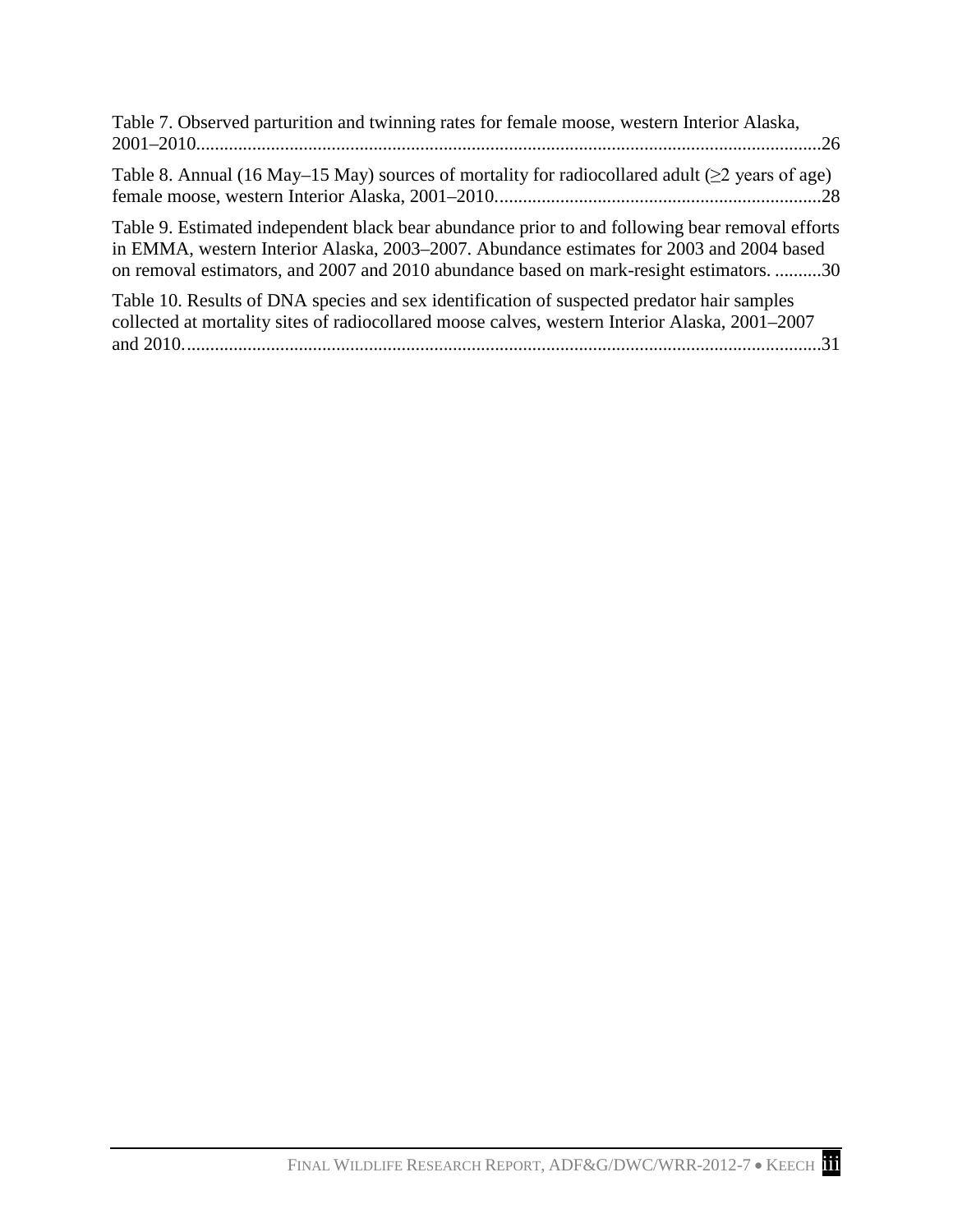Table 7. Observed parturition and twinning rates for female moose, western Interior Alaska, 2001–2010......................................................................................................................26

Table 8. Annual (16 May–15 May) sources of mortality for radiocollared adult (≥2 years of age) female moose, western Interior Alaska, 2001–2010......................................................................28

Table 9. Estimated independent black bear abundance prior to and following bear removal efforts in EMMA, western Interior Alaska, 2003–2007. Abundance estimates for 2003 and 2004 based on removal estimators, and 2007 and 2010 abundance based on mark-resight estimators. ..........30

Table 10. Results of DNA species and sex identification of suspected predator hair samples collected at mortality sites of radiocollared moose calves, western Interior Alaska, 2001–2007 and 2010..........................................................................................................................................31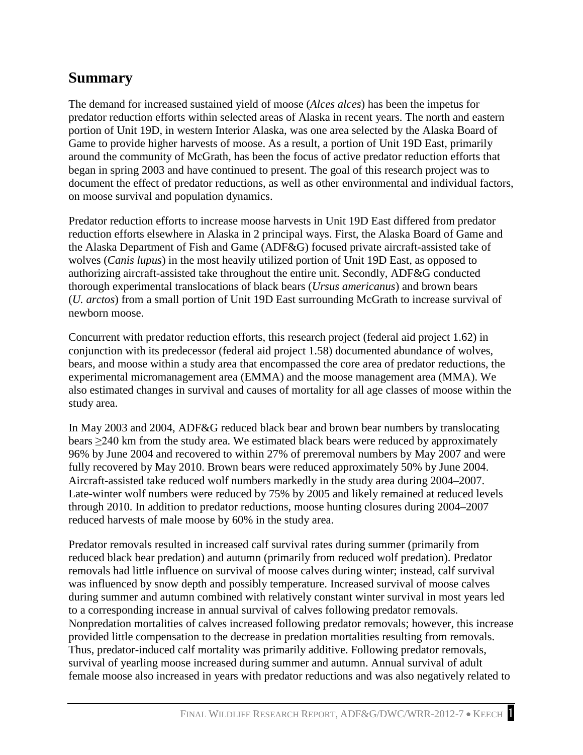## Summary

The demand for increased sustained yield of moose (*Alces alces*) has been the impetus for predator reduction efforts within selected areas of Alaska in recent years. The north and eastern portion of Unit 19D, in western Interior Alaska, was one area selected by the Alaska Board of Game to provide higher harvests of moose. As a result, a portion of Unit 19D East, primarily around the community of McGrath, has been the focus of active predator reduction efforts that began in spring 2003 and have continued to present. The goal of this research project was to document the effect of predator reductions, as well as other environmental and individual factors, on moose survival and population dynamics.

Predator reduction efforts to increase moose harvests in Unit 19D East differed from predator reduction efforts elsewhere in Alaska in 2 principal ways. First, the Alaska Board of Game and the Alaska Department of Fish and Game (ADF&G) focused private aircraft-assisted take of wolves (*Canis lupus*) in the most heavily utilized portion of Unit 19D East, as opposed to authorizing aircraft-assisted take throughout the entire unit. Secondly, ADF&G conducted thorough experimental translocations of black bears (*Ursus americanus*) and brown bears (*U. arctos*) from a small portion of Unit 19D East surrounding McGrath to increase survival of newborn moose.

Concurrent with predator reduction efforts, this research project (federal aid project 1.62) in conjunction with its predecessor (federal aid project 1.58) documented abundance of wolves, bears, and moose within a study area that encompassed the core area of predator reductions, the experimental micromanagement area (EMMA) and the moose management area (MMA). We also estimated changes in survival and causes of mortality for all age classes of moose within the study area.

In May 2003 and 2004, ADF&G reduced black bear and brown bear numbers by translocating bears ≥240 km from the study area. We estimated black bears were reduced by approximately 96% by June 2004 and recovered to within 27% of preremoval numbers by May 2007 and were fully recovered by May 2010. Brown bears were reduced approximately 50% by June 2004. Aircraft-assisted take reduced wolf numbers markedly in the study area during 2004–2007. Late-winter wolf numbers were reduced by 75% by 2005 and likely remained at reduced levels through 2010. In addition to predator reductions, moose hunting closures during 2004–2007 reduced harvests of male moose by 60% in the study area.

Predator removals resulted in increased calf survival rates during summer (primarily from reduced black bear predation) and autumn (primarily from reduced wolf predation). Predator removals had little influence on survival of moose calves during winter; instead, calf survival was influenced by snow depth and possibly temperature. Increased survival of moose calves during summer and autumn combined with relatively constant winter survival in most years led to a corresponding increase in annual survival of calves following predator removals. Nonpredation mortalities of calves increased following predator removals; however, this increase provided little compensation to the decrease in predation mortalities resulting from removals. Thus, predator-induced calf mortality was primarily additive. Following predator removals, survival of yearling moose increased during summer and autumn. Annual survival of adult female moose also increased in years with predator reductions and was also negatively related to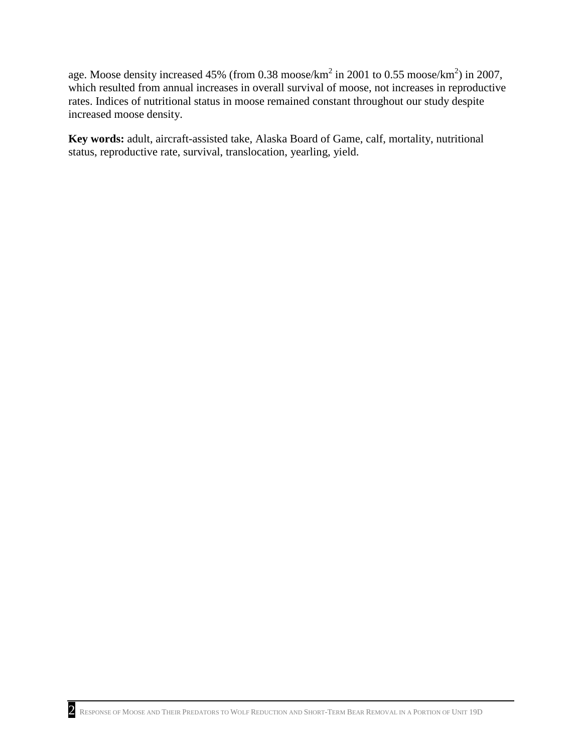age. Moose density increased 45% (from 0.38 moose/km$^2$ in 2001 to 0.55 moose/km$^2$) in 2007, which resulted from annual increases in overall survival of moose, not increases in reproductive rates. Indices of nutritional status in moose remained constant throughout our study despite increased moose density.

**Key words:** adult, aircraft-assisted take, Alaska Board of Game, calf, mortality, nutritional status, reproductive rate, survival, translocation, yearling, yield.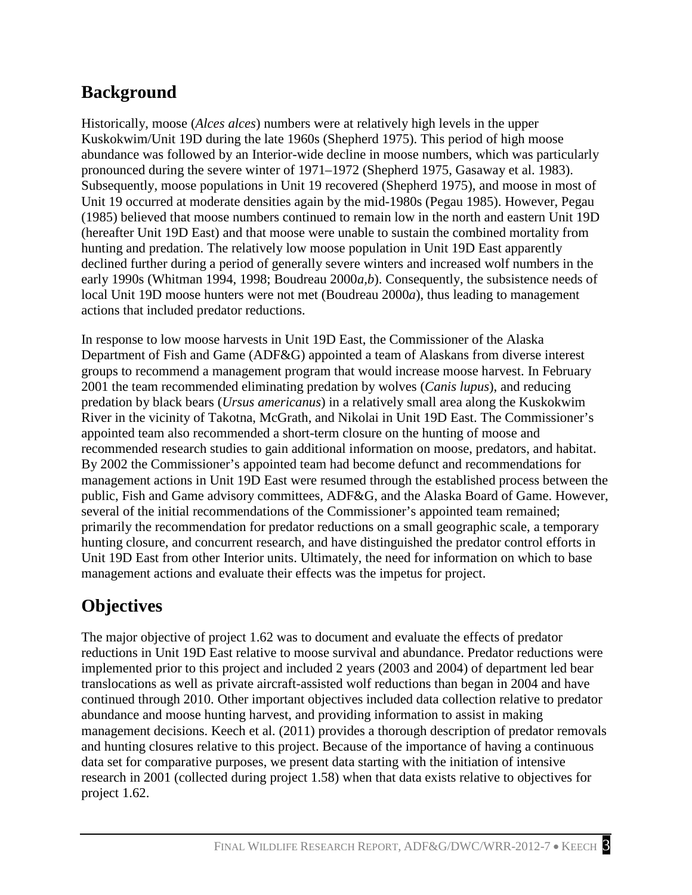## Background

Historically, moose (*Alces alces*) numbers were at relatively high levels in the upper Kuskokwim/Unit 19D during the late 1960s (Shepherd 1975). This period of high moose abundance was followed by an Interior-wide decline in moose numbers, which was particularly pronounced during the severe winter of 1971–1972 (Shepherd 1975, Gasaway et al. 1983). Subsequently, moose populations in Unit 19 recovered (Shepherd 1975), and moose in most of Unit 19 occurred at moderate densities again by the mid-1980s (Pegau 1985). However, Pegau (1985) believed that moose numbers continued to remain low in the north and eastern Unit 19D (hereafter Unit 19D East) and that moose were unable to sustain the combined mortality from hunting and predation. The relatively low moose population in Unit 19D East apparently declined further during a period of generally severe winters and increased wolf numbers in the early 1990s (Whitman 1994, 1998; Boudreau 2000*a*,*b*). Consequently, the subsistence needs of local Unit 19D moose hunters were not met (Boudreau 2000*a*), thus leading to management actions that included predator reductions.

In response to low moose harvests in Unit 19D East, the Commissioner of the Alaska Department of Fish and Game (ADF&G) appointed a team of Alaskans from diverse interest groups to recommend a management program that would increase moose harvest. In February 2001 the team recommended eliminating predation by wolves (*Canis lupus*), and reducing predation by black bears (*Ursus americanus*) in a relatively small area along the Kuskokwim River in the vicinity of Takotna, McGrath, and Nikolai in Unit 19D East. The Commissioner's appointed team also recommended a short-term closure on the hunting of moose and recommended research studies to gain additional information on moose, predators, and habitat. By 2002 the Commissioner's appointed team had become defunct and recommendations for management actions in Unit 19D East were resumed through the established process between the public, Fish and Game advisory committees, ADF&G, and the Alaska Board of Game. However, several of the initial recommendations of the Commissioner's appointed team remained; primarily the recommendation for predator reductions on a small geographic scale, a temporary hunting closure, and concurrent research, and have distinguished the predator control efforts in Unit 19D East from other Interior units. Ultimately, the need for information on which to base management actions and evaluate their effects was the impetus for project.

## Objectives

The major objective of project 1.62 was to document and evaluate the effects of predator reductions in Unit 19D East relative to moose survival and abundance. Predator reductions were implemented prior to this project and included 2 years (2003 and 2004) of department led bear translocations as well as private aircraft-assisted wolf reductions than began in 2004 and have continued through 2010. Other important objectives included data collection relative to predator abundance and moose hunting harvest, and providing information to assist in making management decisions. Keech et al. (2011) provides a thorough description of predator removals and hunting closures relative to this project. Because of the importance of having a continuous data set for comparative purposes, we present data starting with the initiation of intensive research in 2001 (collected during project 1.58) when that data exists relative to objectives for project 1.62.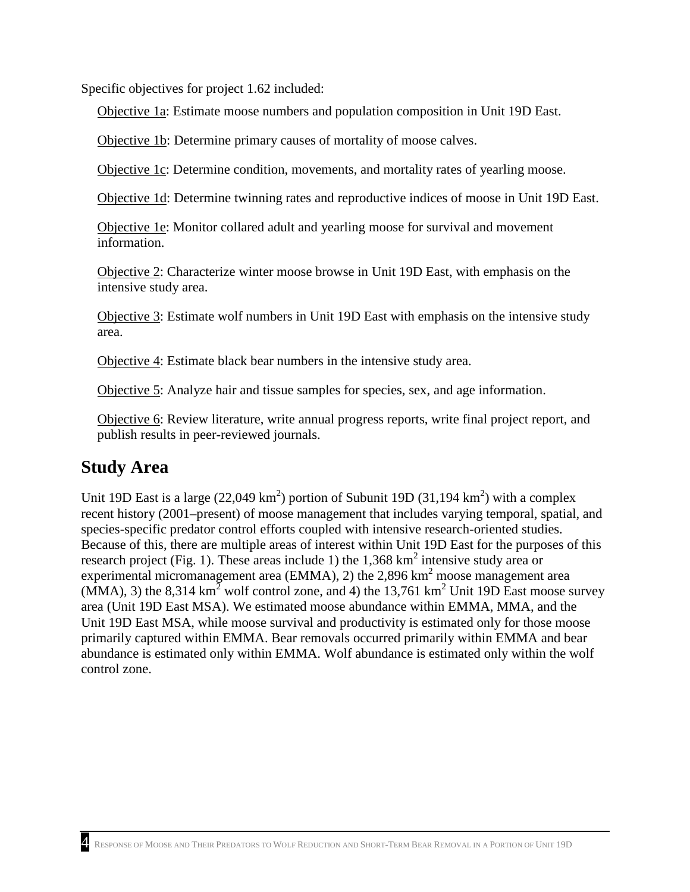Specific objectives for project 1.62 included:

Objective 1a: Estimate moose numbers and population composition in Unit 19D East.

Objective 1b: Determine primary causes of mortality of moose calves.

Objective 1c: Determine condition, movements, and mortality rates of yearling moose.

Objective 1d: Determine twinning rates and reproductive indices of moose in Unit 19D East.

Objective 1e: Monitor collared adult and yearling moose for survival and movement information.

Objective 2: Characterize winter moose browse in Unit 19D East, with emphasis on the intensive study area.

Objective 3: Estimate wolf numbers in Unit 19D East with emphasis on the intensive study area.

Objective 4: Estimate black bear numbers in the intensive study area.

Objective 5: Analyze hair and tissue samples for species, sex, and age information.

Objective 6: Review literature, write annual progress reports, write final project report, and publish results in peer-reviewed journals.

## Study Area

Unit 19D East is a large (22,049 $km^2$) portion of Subunit 19D (31,194 $km^2$) with a complex recent history (2001–present) of moose management that includes varying temporal, spatial, and species-specific predator control efforts coupled with intensive research-oriented studies. Because of this, there are multiple areas of interest within Unit 19D East for the purposes of this research project (Fig. 1). These areas include 1) the 1,368 $km^2$ intensive study area or experimental micromanagement area (EMMA), 2) the 2,896 $km^2$ moose management area (MMA), 3) the 8,314 $km^2$ wolf control zone, and 4) the 13,761 $km^2$ Unit 19D East moose survey area (Unit 19D East MSA). We estimated moose abundance within EMMA, MMA, and the Unit 19D East MSA, while moose survival and productivity is estimated only for those moose primarily captured within EMMA. Bear removals occurred primarily within EMMA and bear abundance is estimated only within EMMA. Wolf abundance is estimated only within the wolf control zone.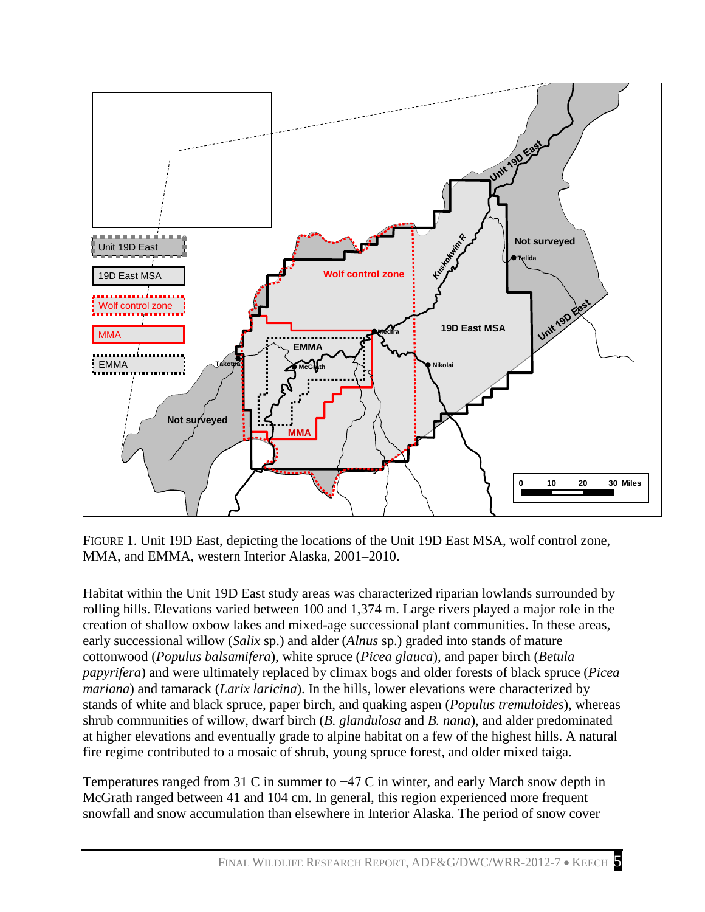FIGURE 1. Unit 19D East, depicting the locations of the Unit 19D East MSA, wolf control zone, MMA, and EMMA, western Interior Alaska, 2001–2010.

Habitat within the Unit 19D East study areas was characterized riparian lowlands surrounded by rolling hills. Elevations varied between 100 and 1,374 m. Large rivers played a major role in the creation of shallow oxbow lakes and mixed-age successional plant communities. In these areas, early successional willow (*Salix* sp.) and alder (*Alnus* sp.) graded into stands of mature cottonwood (*Populus balsamifera*), white spruce (*Picea glauca*), and paper birch (*Betula papyrifera*) and were ultimately replaced by climax bogs and older forests of black spruce (*Picea mariana*) and tamarack (*Larix laricina*). In the hills, lower elevations were characterized by stands of white and black spruce, paper birch, and quaking aspen (*Populus tremuloides*), whereas shrub communities of willow, dwarf birch (*B. glandulosa* and *B. nana*), and alder predominated at higher elevations and eventually grade to alpine habitat on a few of the highest hills. A natural fire regime contributed to a mosaic of shrub, young spruce forest, and older mixed taiga.

Temperatures ranged from 31 C in summer to −47 C in winter, and early March snow depth in McGrath ranged between 41 and 104 cm. In general, this region experienced more frequent snowfall and snow accumulation than elsewhere in Interior Alaska. The period of snow cover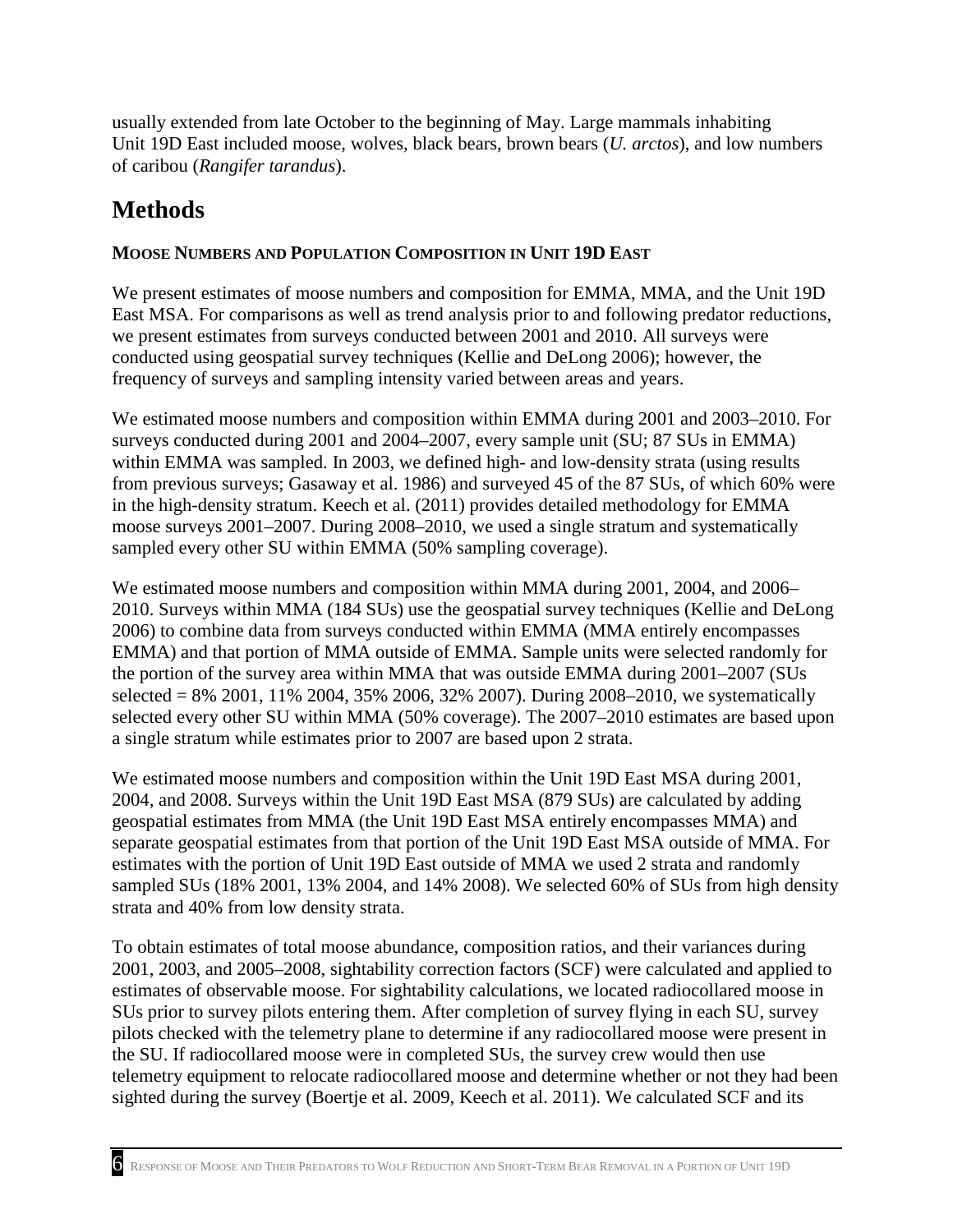usually extended from late October to the beginning of May. Large mammals inhabiting Unit 19D East included moose, wolves, black bears, brown bears (*U. arctos*), and low numbers of caribou (*Rangifer tarandus*).

# Methods

### Moose Numbers and Population Composition in Unit 19D East

We present estimates of moose numbers and composition for EMMA, MMA, and the Unit 19D East MSA. For comparisons as well as trend analysis prior to and following predator reductions, we present estimates from surveys conducted between 2001 and 2010. All surveys were conducted using geospatial survey techniques (Kellie and DeLong 2006); however, the frequency of surveys and sampling intensity varied between areas and years.

We estimated moose numbers and composition within EMMA during 2001 and 2003–2010. For surveys conducted during 2001 and 2004–2007, every sample unit (SU; 87 SUs in EMMA) within EMMA was sampled. In 2003, we defined high- and low-density strata (using results from previous surveys; Gasaway et al. 1986) and surveyed 45 of the 87 SUs, of which 60% were in the high-density stratum. Keech et al. (2011) provides detailed methodology for EMMA moose surveys 2001–2007. During 2008–2010, we used a single stratum and systematically sampled every other SU within EMMA (50% sampling coverage).

We estimated moose numbers and composition within MMA during 2001, 2004, and 2006–2010. Surveys within MMA (184 SUs) use the geospatial survey techniques (Kellie and DeLong 2006) to combine data from surveys conducted within EMMA (MMA entirely encompasses EMMA) and that portion of MMA outside of EMMA. Sample units were selected randomly for the portion of the survey area within MMA that was outside EMMA during 2001–2007 (SUs selected = 8% 2001, 11% 2004, 35% 2006, 32% 2007). During 2008–2010, we systematically selected every other SU within MMA (50% coverage). The 2007–2010 estimates are based upon a single stratum while estimates prior to 2007 are based upon 2 strata.

We estimated moose numbers and composition within the Unit 19D East MSA during 2001, 2004, and 2008. Surveys within the Unit 19D East MSA (879 SUs) are calculated by adding geospatial estimates from MMA (the Unit 19D East MSA entirely encompasses MMA) and separate geospatial estimates from that portion of the Unit 19D East MSA outside of MMA. For estimates with the portion of Unit 19D East outside of MMA we used 2 strata and randomly sampled SUs (18% 2001, 13% 2004, and 14% 2008). We selected 60% of SUs from high density strata and 40% from low density strata.

To obtain estimates of total moose abundance, composition ratios, and their variances during 2001, 2003, and 2005–2008, sightability correction factors (SCF) were calculated and applied to estimates of observable moose. For sightability calculations, we located radiocollared moose in SUs prior to survey pilots entering them. After completion of survey flying in each SU, survey pilots checked with the telemetry plane to determine if any radiocollared moose were present in the SU. If radiocollared moose were in completed SUs, the survey crew would then use telemetry equipment to relocate radiocollared moose and determine whether or not they had been sighted during the survey (Boertje et al. 2009, Keech et al. 2011). We calculated SCF and its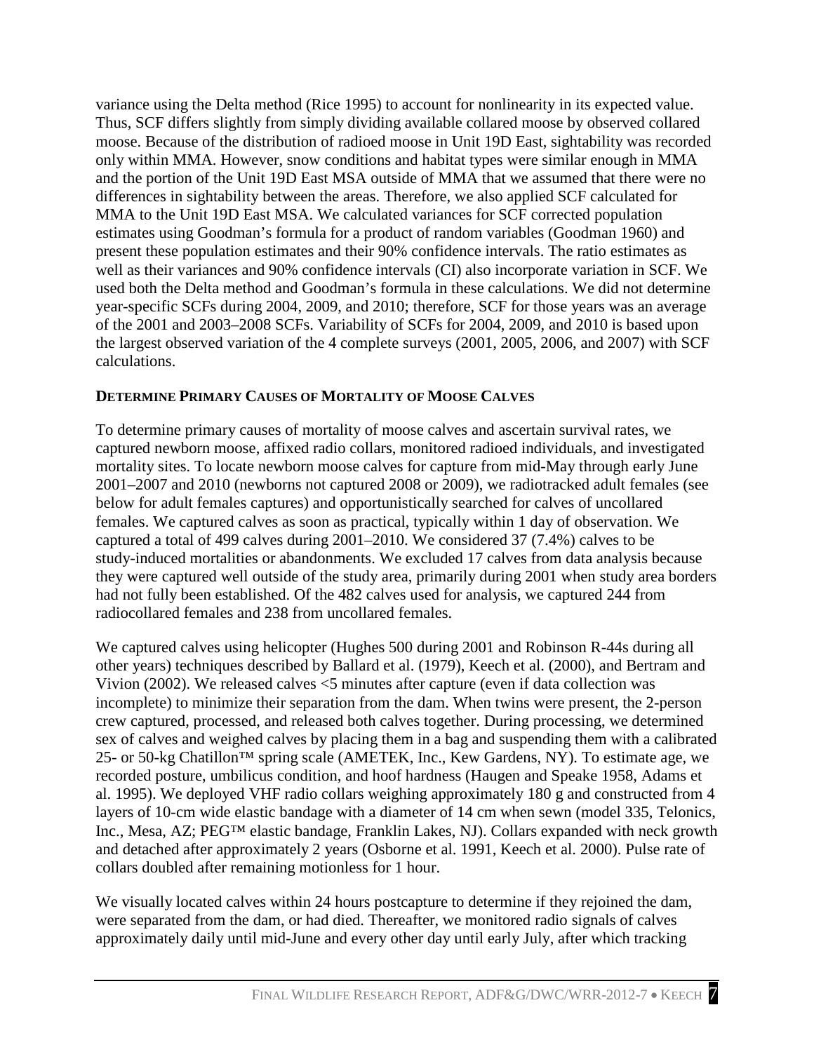variance using the Delta method (Rice 1995) to account for nonlinearity in its expected value. Thus, SCF differs slightly from simply dividing available collared moose by observed collared moose. Because of the distribution of radioed moose in Unit 19D East, sightability was recorded only within MMA. However, snow conditions and habitat types were similar enough in MMA and the portion of the Unit 19D East MSA outside of MMA that we assumed that there were no differences in sightability between the areas. Therefore, we also applied SCF calculated for MMA to the Unit 19D East MSA. We calculated variances for SCF corrected population estimates using Goodman's formula for a product of random variables (Goodman 1960) and present these population estimates and their 90% confidence intervals. The ratio estimates as well as their variances and 90% confidence intervals (CI) also incorporate variation in SCF. We used both the Delta method and Goodman's formula in these calculations. We did not determine year-specific SCFs during 2004, 2009, and 2010; therefore, SCF for those years was an average of the 2001 and 2003–2008 SCFs. Variability of SCFs for 2004, 2009, and 2010 is based upon the largest observed variation of the 4 complete surveys (2001, 2005, 2006, and 2007) with SCF calculations.

### DETERMINE PRIMARY CAUSES OF MORTALITY OF MOOSE CALVES

To determine primary causes of mortality of moose calves and ascertain survival rates, we captured newborn moose, affixed radio collars, monitored radioed individuals, and investigated mortality sites. To locate newborn moose calves for capture from mid-May through early June 2001–2007 and 2010 (newborns not captured 2008 or 2009), we radiotracked adult females (see below for adult females captures) and opportunistically searched for calves of uncollared females. We captured calves as soon as practical, typically within 1 day of observation. We captured a total of 499 calves during 2001–2010. We considered 37 (7.4%) calves to be study-induced mortalities or abandonments. We excluded 17 calves from data analysis because they were captured well outside of the study area, primarily during 2001 when study area borders had not fully been established. Of the 482 calves used for analysis, we captured 244 from radiocollared females and 238 from uncollared females.

We captured calves using helicopter (Hughes 500 during 2001 and Robinson R-44s during all other years) techniques described by Ballard et al. (1979), Keech et al. (2000), and Bertram and Vivion (2002). We released calves <5 minutes after capture (even if data collection was incomplete) to minimize their separation from the dam. When twins were present, the 2-person crew captured, processed, and released both calves together. During processing, we determined sex of calves and weighed calves by placing them in a bag and suspending them with a calibrated 25- or 50-kg Chatillon™ spring scale (AMETEK, Inc., Kew Gardens, NY). To estimate age, we recorded posture, umbilicus condition, and hoof hardness (Haugen and Speake 1958, Adams et al. 1995). We deployed VHF radio collars weighing approximately 180 g and constructed from 4 layers of 10-cm wide elastic bandage with a diameter of 14 cm when sewn (model 335, Telonics, Inc., Mesa, AZ; PEG™ elastic bandage, Franklin Lakes, NJ). Collars expanded with neck growth and detached after approximately 2 years (Osborne et al. 1991, Keech et al. 2000). Pulse rate of collars doubled after remaining motionless for 1 hour.

We visually located calves within 24 hours postcapture to determine if they rejoined the dam, were separated from the dam, or had died. Thereafter, we monitored radio signals of calves approximately daily until mid-June and every other day until early July, after which tracking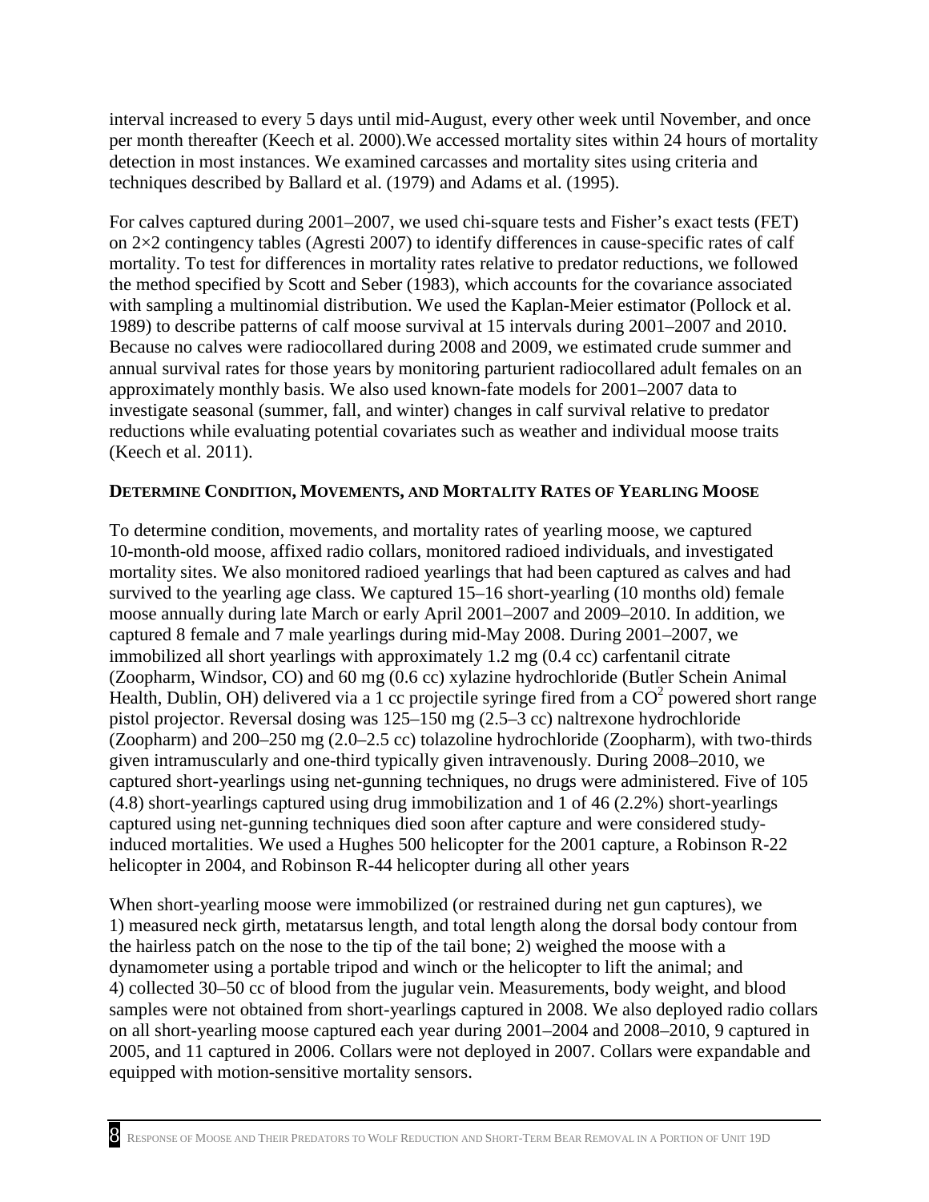interval increased to every 5 days until mid-August, every other week until November, and once per month thereafter (Keech et al. 2000).We accessed mortality sites within 24 hours of mortality detection in most instances. We examined carcasses and mortality sites using criteria and techniques described by Ballard et al. (1979) and Adams et al. (1995).

For calves captured during 2001–2007, we used chi-square tests and Fisher's exact tests (FET) on 2×2 contingency tables (Agresti 2007) to identify differences in cause-specific rates of calf mortality. To test for differences in mortality rates relative to predator reductions, we followed the method specified by Scott and Seber (1983), which accounts for the covariance associated with sampling a multinomial distribution. We used the Kaplan-Meier estimator (Pollock et al. 1989) to describe patterns of calf moose survival at 15 intervals during 2001–2007 and 2010. Because no calves were radiocollared during 2008 and 2009, we estimated crude summer and annual survival rates for those years by monitoring parturient radiocollared adult females on an approximately monthly basis. We also used known-fate models for 2001–2007 data to investigate seasonal (summer, fall, and winter) changes in calf survival relative to predator reductions while evaluating potential covariates such as weather and individual moose traits (Keech et al. 2011).

### Determine Condition, Movements, and Mortality Rates of Yearling Moose

To determine condition, movements, and mortality rates of yearling moose, we captured 10-month-old moose, affixed radio collars, monitored radioed individuals, and investigated mortality sites. We also monitored radioed yearlings that had been captured as calves and had survived to the yearling age class. We captured 15–16 short-yearling (10 months old) female moose annually during late March or early April 2001–2007 and 2009–2010. In addition, we captured 8 female and 7 male yearlings during mid-May 2008. During 2001–2007, we immobilized all short yearlings with approximately 1.2 mg (0.4 cc) carfentanil citrate (Zoopharm, Windsor, CO) and 60 mg (0.6 cc) xylazine hydrochloride (Butler Schein Animal Health, Dublin, OH) delivered via a 1 cc projectile syringe fired from a $CO^2$ powered short range pistol projector. Reversal dosing was 125–150 mg (2.5–3 cc) naltrexone hydrochloride (Zoopharm) and 200–250 mg (2.0–2.5 cc) tolazoline hydrochloride (Zoopharm), with two-thirds given intramuscularly and one-third typically given intravenously. During 2008–2010, we captured short-yearlings using net-gunning techniques, no drugs were administered. Five of 105 (4.8) short-yearlings captured using drug immobilization and 1 of 46 (2.2%) short-yearlings captured using net-gunning techniques died soon after capture and were considered study-induced mortalities. We used a Hughes 500 helicopter for the 2001 capture, a Robinson R-22 helicopter in 2004, and Robinson R-44 helicopter during all other years

When short-yearling moose were immobilized (or restrained during net gun captures), we 1) measured neck girth, metatarsus length, and total length along the dorsal body contour from the hairless patch on the nose to the tip of the tail bone; 2) weighed the moose with a dynamometer using a portable tripod and winch or the helicopter to lift the animal; and 4) collected 30–50 cc of blood from the jugular vein. Measurements, body weight, and blood samples were not obtained from short-yearlings captured in 2008. We also deployed radio collars on all short-yearling moose captured each year during 2001–2004 and 2008–2010, 9 captured in 2005, and 11 captured in 2006. Collars were not deployed in 2007. Collars were expandable and equipped with motion-sensitive mortality sensors.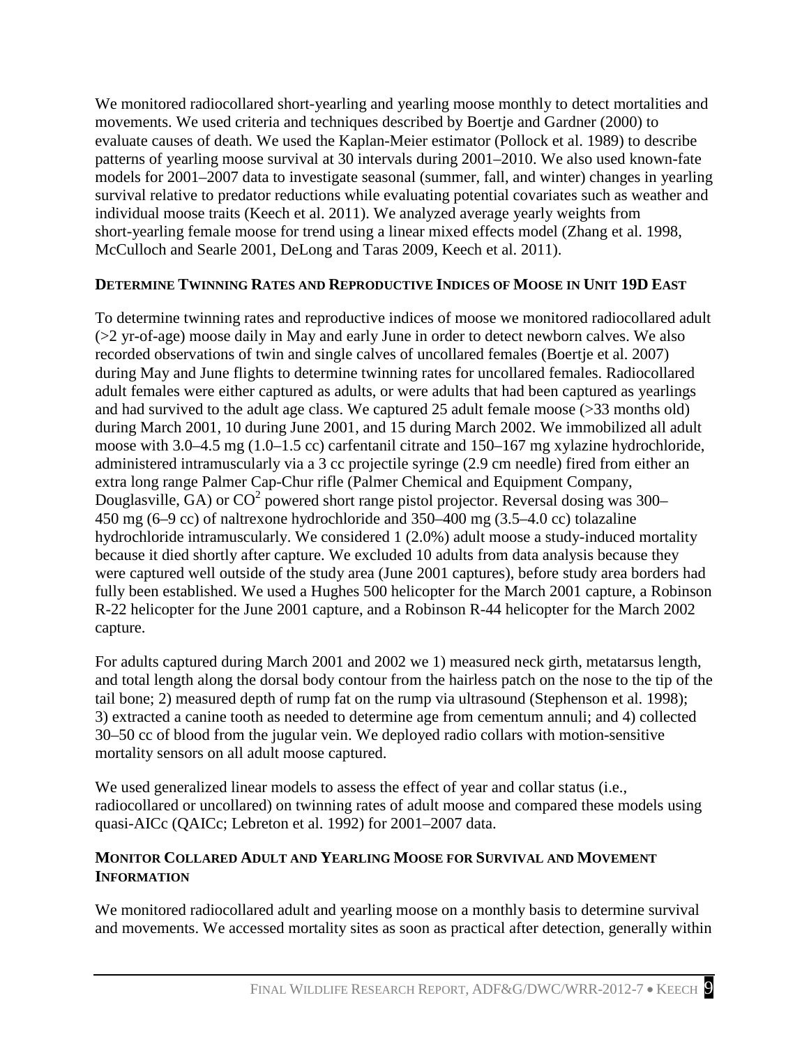We monitored radiocollared short-yearling and yearling moose monthly to detect mortalities and movements. We used criteria and techniques described by Boertje and Gardner (2000) to evaluate causes of death. We used the Kaplan-Meier estimator (Pollock et al. 1989) to describe patterns of yearling moose survival at 30 intervals during 2001–2010. We also used known-fate models for 2001–2007 data to investigate seasonal (summer, fall, and winter) changes in yearling survival relative to predator reductions while evaluating potential covariates such as weather and individual moose traits (Keech et al. 2011). We analyzed average yearly weights from short-yearling female moose for trend using a linear mixed effects model (Zhang et al. 1998, McCulloch and Searle 2001, DeLong and Taras 2009, Keech et al. 2011).

## Determine Twinning Rates and Reproductive Indices of Moose in Unit 19D East

To determine twinning rates and reproductive indices of moose we monitored radiocollared adult (>2 yr-of-age) moose daily in May and early June in order to detect newborn calves. We also recorded observations of twin and single calves of uncollared females (Boertje et al. 2007) during May and June flights to determine twinning rates for uncollared females. Radiocollared adult females were either captured as adults, or were adults that had been captured as yearlings and had survived to the adult age class. We captured 25 adult female moose (>33 months old) during March 2001, 10 during June 2001, and 15 during March 2002. We immobilized all adult moose with 3.0–4.5 mg (1.0–1.5 cc) carfentanil citrate and 150–167 mg xylazine hydrochloride, administered intramuscularly via a 3 cc projectile syringe (2.9 cm needle) fired from either an extra long range Palmer Cap-Chur rifle (Palmer Chemical and Equipment Company, Douglasville, GA) or $CO^2$ powered short range pistol projector. Reversal dosing was 300–450 mg (6–9 cc) of naltrexone hydrochloride and 350–400 mg (3.5–4.0 cc) tolazaline hydrochloride intramuscularly. We considered 1 (2.0%) adult moose a study-induced mortality because it died shortly after capture. We excluded 10 adults from data analysis because they were captured well outside of the study area (June 2001 captures), before study area borders had fully been established. We used a Hughes 500 helicopter for the March 2001 capture, a Robinson R-22 helicopter for the June 2001 capture, and a Robinson R-44 helicopter for the March 2002 capture.

For adults captured during March 2001 and 2002 we 1) measured neck girth, metatarsus length, and total length along the dorsal body contour from the hairless patch on the nose to the tip of the tail bone; 2) measured depth of rump fat on the rump via ultrasound (Stephenson et al. 1998); 3) extracted a canine tooth as needed to determine age from cementum annuli; and 4) collected 30–50 cc of blood from the jugular vein. We deployed radio collars with motion-sensitive mortality sensors on all adult moose captured.

We used generalized linear models to assess the effect of year and collar status (i.e., radiocollared or uncollared) on twinning rates of adult moose and compared these models using quasi-AICc (QAICc; Lebreton et al. 1992) for 2001–2007 data.

## Monitor Collared Adult and Yearling Moose for Survival and Movement Information

We monitored radiocollared adult and yearling moose on a monthly basis to determine survival and movements. We accessed mortality sites as soon as practical after detection, generally within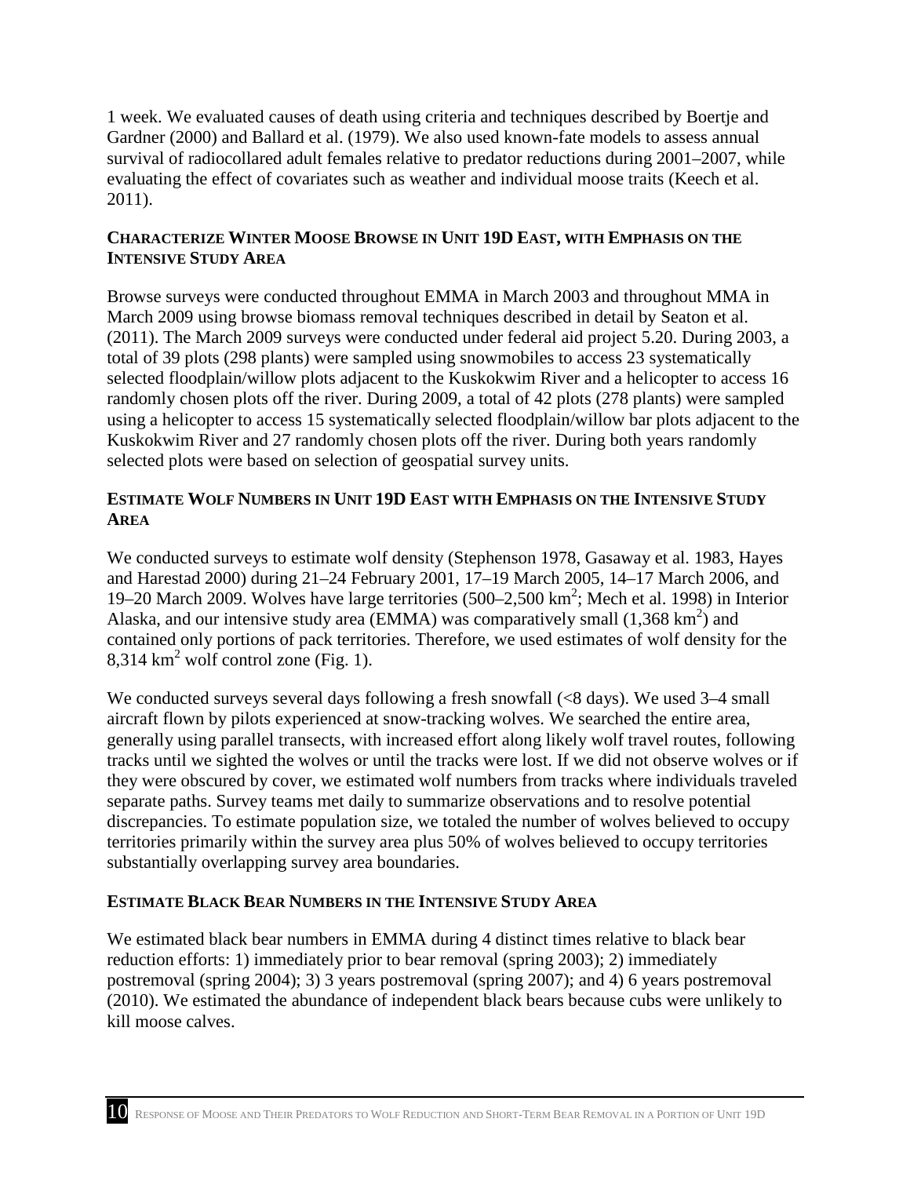1 week. We evaluated causes of death using criteria and techniques described by Boertje and Gardner (2000) and Ballard et al. (1979). We also used known-fate models to assess annual survival of radiocollared adult females relative to predator reductions during 2001–2007, while evaluating the effect of covariates such as weather and individual moose traits (Keech et al. 2011).

### CHARACTERIZE WINTER MOOSE BROWSE IN UNIT 19D EAST, WITH EMPHASIS ON THE INTENSIVE STUDY AREA

Browse surveys were conducted throughout EMMA in March 2003 and throughout MMA in March 2009 using browse biomass removal techniques described in detail by Seaton et al. (2011). The March 2009 surveys were conducted under federal aid project 5.20. During 2003, a total of 39 plots (298 plants) were sampled using snowmobiles to access 23 systematically selected floodplain/willow plots adjacent to the Kuskokwim River and a helicopter to access 16 randomly chosen plots off the river. During 2009, a total of 42 plots (278 plants) were sampled using a helicopter to access 15 systematically selected floodplain/willow bar plots adjacent to the Kuskokwim River and 27 randomly chosen plots off the river. During both years randomly selected plots were based on selection of geospatial survey units.

### ESTIMATE WOLF NUMBERS IN UNIT 19D EAST WITH EMPHASIS ON THE INTENSIVE STUDY AREA

We conducted surveys to estimate wolf density (Stephenson 1978, Gasaway et al. 1983, Hayes and Harestad 2000) during 21–24 February 2001, 17–19 March 2005, 14–17 March 2006, and 19–20 March 2009. Wolves have large territories (500–2,500 $km^2$; Mech et al. 1998) in Interior Alaska, and our intensive study area (EMMA) was comparatively small (1,368 $km^2$) and contained only portions of pack territories. Therefore, we used estimates of wolf density for the 8,314 $km^2$ wolf control zone (Fig. 1).

We conducted surveys several days following a fresh snowfall (<8 days). We used 3–4 small aircraft flown by pilots experienced at snow-tracking wolves. We searched the entire area, generally using parallel transects, with increased effort along likely wolf travel routes, following tracks until we sighted the wolves or until the tracks were lost. If we did not observe wolves or if they were obscured by cover, we estimated wolf numbers from tracks where individuals traveled separate paths. Survey teams met daily to summarize observations and to resolve potential discrepancies. To estimate population size, we totaled the number of wolves believed to occupy territories primarily within the survey area plus 50% of wolves believed to occupy territories substantially overlapping survey area boundaries.

### ESTIMATE BLACK BEAR NUMBERS IN THE INTENSIVE STUDY AREA

We estimated black bear numbers in EMMA during 4 distinct times relative to black bear reduction efforts: 1) immediately prior to bear removal (spring 2003); 2) immediately postremoval (spring 2004); 3) 3 years postremoval (spring 2007); and 4) 6 years postremoval (2010). We estimated the abundance of independent black bears because cubs were unlikely to kill moose calves.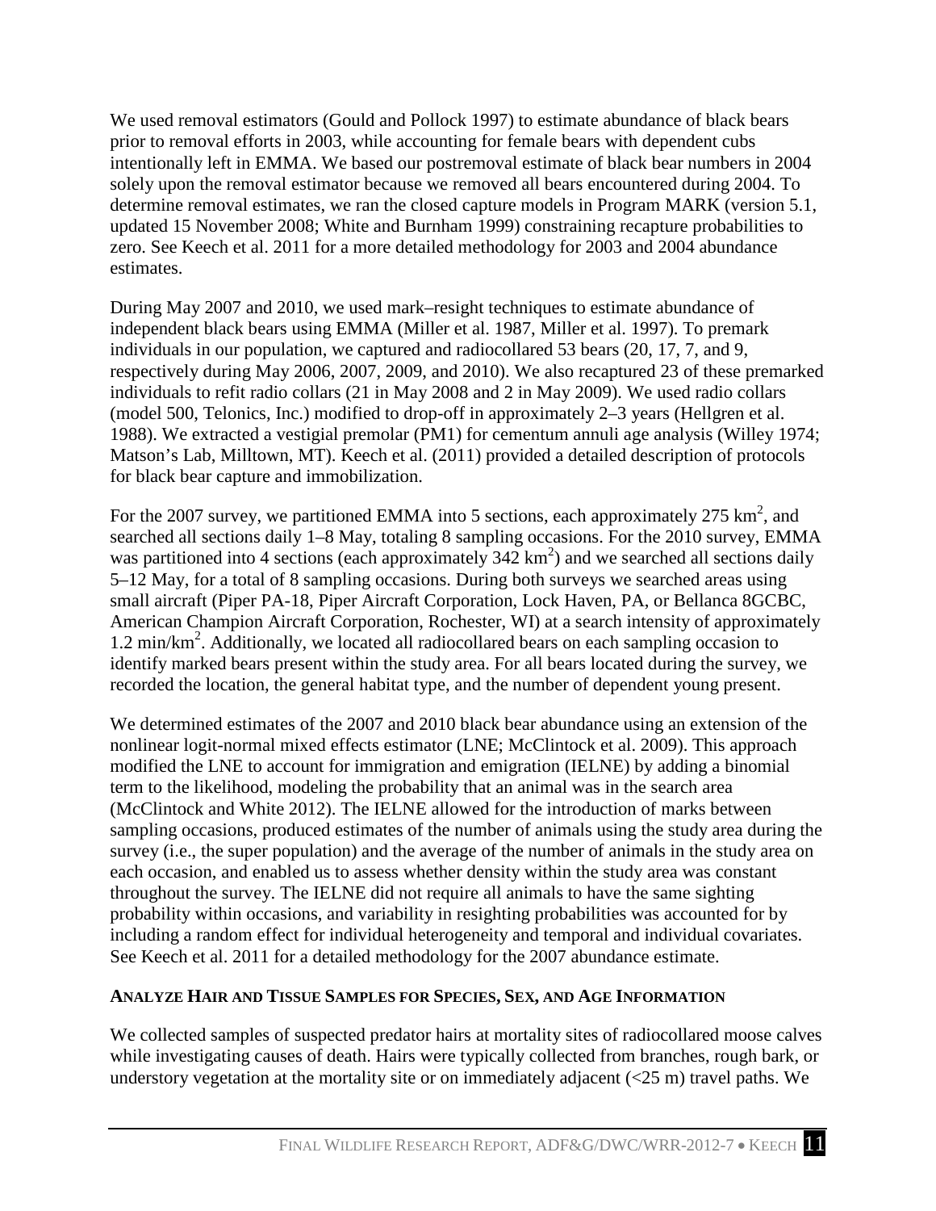We used removal estimators (Gould and Pollock 1997) to estimate abundance of black bears prior to removal efforts in 2003, while accounting for female bears with dependent cubs intentionally left in EMMA. We based our postremoval estimate of black bear numbers in 2004 solely upon the removal estimator because we removed all bears encountered during 2004. To determine removal estimates, we ran the closed capture models in Program MARK (version 5.1, updated 15 November 2008; White and Burnham 1999) constraining recapture probabilities to zero. See Keech et al. 2011 for a more detailed methodology for 2003 and 2004 abundance estimates.

During May 2007 and 2010, we used mark–resight techniques to estimate abundance of independent black bears using EMMA (Miller et al. 1987, Miller et al. 1997). To premark individuals in our population, we captured and radiocollared 53 bears (20, 17, 7, and 9, respectively during May 2006, 2007, 2009, and 2010). We also recaptured 23 of these premarked individuals to refit radio collars (21 in May 2008 and 2 in May 2009). We used radio collars (model 500, Telonics, Inc.) modified to drop-off in approximately 2–3 years (Hellgren et al. 1988). We extracted a vestigial premolar (PM1) for cementum annuli age analysis (Willey 1974; Matson's Lab, Milltown, MT). Keech et al. (2011) provided a detailed description of protocols for black bear capture and immobilization.

For the 2007 survey, we partitioned EMMA into 5 sections, each approximately 275 $km^2$, and searched all sections daily 1–8 May, totaling 8 sampling occasions. For the 2010 survey, EMMA was partitioned into 4 sections (each approximately 342 $km^2$) and we searched all sections daily 5–12 May, for a total of 8 sampling occasions. During both surveys we searched areas using small aircraft (Piper PA-18, Piper Aircraft Corporation, Lock Haven, PA, or Bellanca 8GCBC, American Champion Aircraft Corporation, Rochester, WI) at a search intensity of approximately 1.2 $min/km^2$. Additionally, we located all radiocollared bears on each sampling occasion to identify marked bears present within the study area. For all bears located during the survey, we recorded the location, the general habitat type, and the number of dependent young present.

We determined estimates of the 2007 and 2010 black bear abundance using an extension of the nonlinear logit-normal mixed effects estimator (LNE; McClintock et al. 2009). This approach modified the LNE to account for immigration and emigration (IELNE) by adding a binomial term to the likelihood, modeling the probability that an animal was in the search area (McClintock and White 2012). The IELNE allowed for the introduction of marks between sampling occasions, produced estimates of the number of animals using the study area during the survey (i.e., the super population) and the average of the number of animals in the study area on each occasion, and enabled us to assess whether density within the study area was constant throughout the survey. The IELNE did not require all animals to have the same sighting probability within occasions, and variability in resighting probabilities was accounted for by including a random effect for individual heterogeneity and temporal and individual covariates. See Keech et al. 2011 for a detailed methodology for the 2007 abundance estimate.

### Analyze Hair and Tissue Samples for Species, Sex, and Age Information

We collected samples of suspected predator hairs at mortality sites of radiocollared moose calves while investigating causes of death. Hairs were typically collected from branches, rough bark, or understory vegetation at the mortality site or on immediately adjacent (<25 m) travel paths. We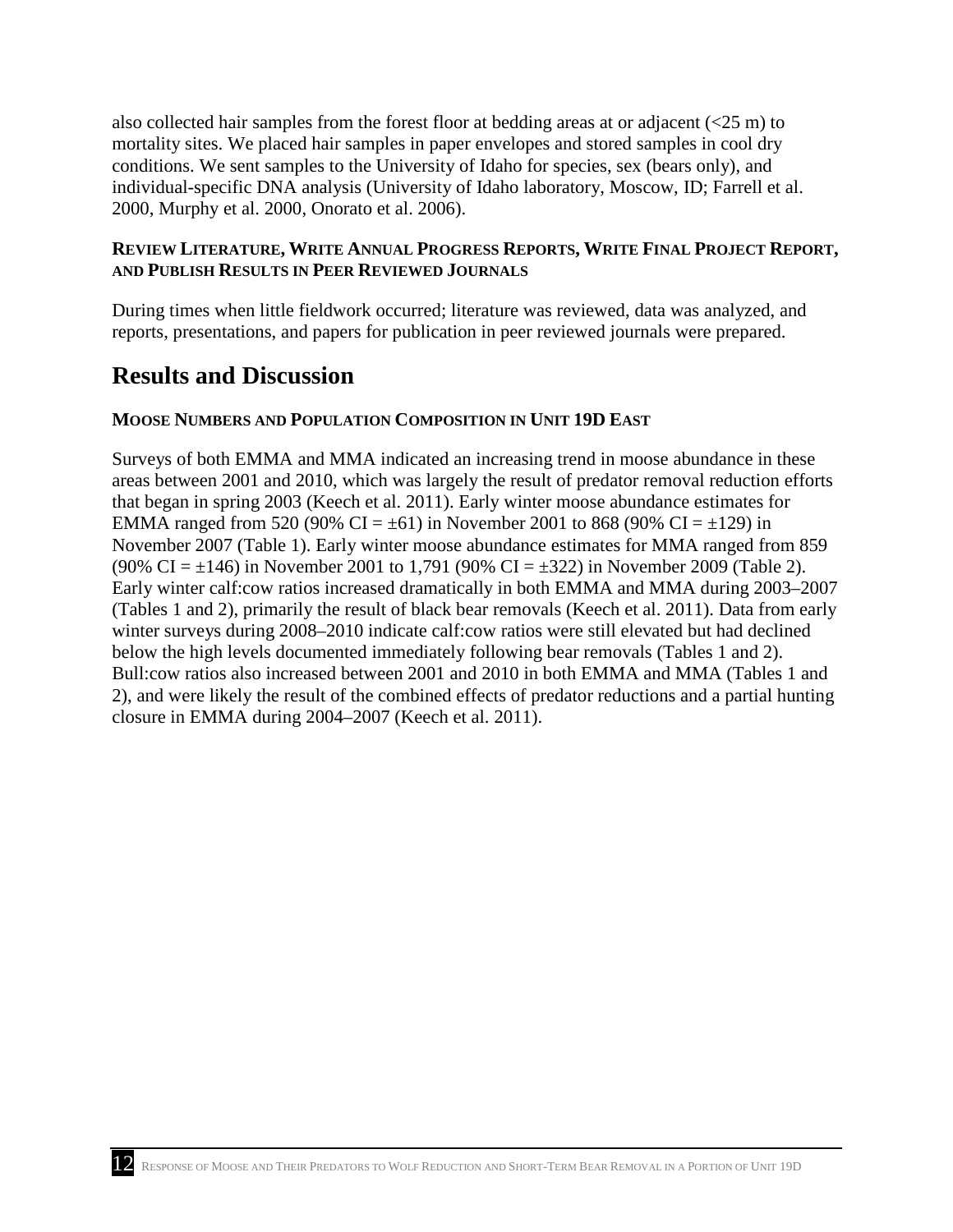also collected hair samples from the forest floor at bedding areas at or adjacent (<25 m) to mortality sites. We placed hair samples in paper envelopes and stored samples in cool dry conditions. We sent samples to the University of Idaho for species, sex (bears only), and individual-specific DNA analysis (University of Idaho laboratory, Moscow, ID; Farrell et al. 2000, Murphy et al. 2000, Onorato et al. 2006).

### REVIEW LITERATURE, WRITE ANNUAL PROGRESS REPORTS, WRITE FINAL PROJECT REPORT, AND PUBLISH RESULTS IN PEER REVIEWED JOURNALS

During times when little fieldwork occurred; literature was reviewed, data was analyzed, and reports, presentations, and papers for publication in peer reviewed journals were prepared.

## Results and Discussion

### MOOSE NUMBERS AND POPULATION COMPOSITION IN UNIT 19D EAST

Surveys of both EMMA and MMA indicated an increasing trend in moose abundance in these areas between 2001 and 2010, which was largely the result of predator removal reduction efforts that began in spring 2003 (Keech et al. 2011). Early winter moose abundance estimates for EMMA ranged from 520 (90% CI = ±61) in November 2001 to 868 (90% CI = ±129) in November 2007 (Table 1). Early winter moose abundance estimates for MMA ranged from 859 (90% CI = ±146) in November 2001 to 1,791 (90% CI = ±322) in November 2009 (Table 2). Early winter calf:cow ratios increased dramatically in both EMMA and MMA during 2003–2007 (Tables 1 and 2), primarily the result of black bear removals (Keech et al. 2011). Data from early winter surveys during 2008–2010 indicate calf:cow ratios were still elevated but had declined below the high levels documented immediately following bear removals (Tables 1 and 2). Bull:cow ratios also increased between 2001 and 2010 in both EMMA and MMA (Tables 1 and 2), and were likely the result of the combined effects of predator reductions and a partial hunting closure in EMMA during 2004–2007 (Keech et al. 2011).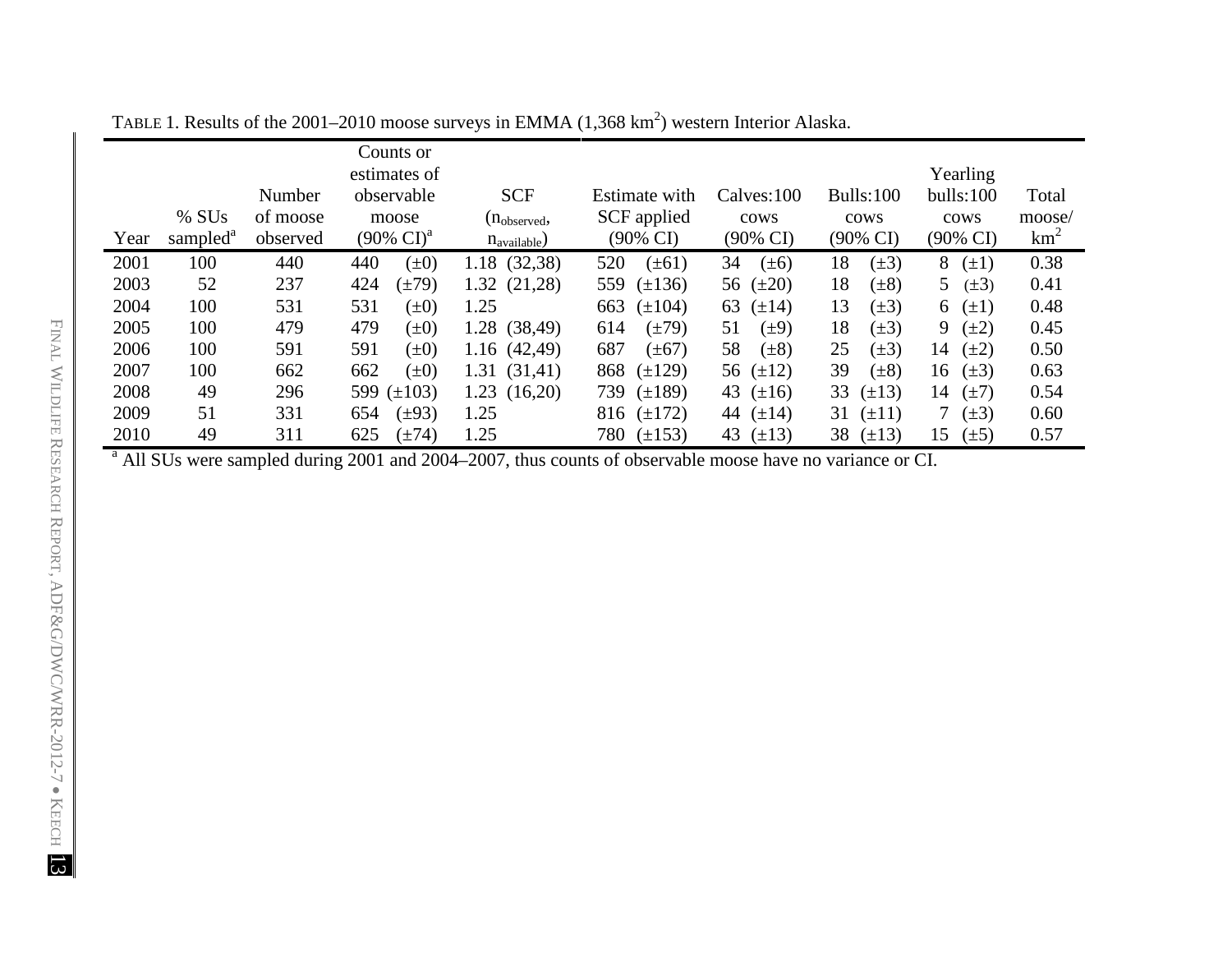TABLE 1. Results of the 2001–2010 moose surveys in EMMA (1,368 km$^2$) western Interior Alaska.

| Year | % SUs sampled[a] | Number of moose observed | Counts or estimates of observable moose (90% CI)[a] | SCF ($n_{observed}$, $n_{available}$) | Estimate with SCF applied (90% CI) | Calves:100 cows (90% CI) | Bulls:100 cows (90% CI) | Yearling bulls:100 cows (90% CI) | Total moose/ km$^2$ |
|---|---|---|---|---|---|---|---|---|---|
| 2001 | 100 | 440 | 440 (±0) | 1.18 (32,38) | 520 (±61) | 34 (±6) | 18 (±3) | 8 (±1) | 0.38 |
| 2003 | 52 | 237 | 424 (±79) | 1.32 (21,28) | 559 (±136) | 56 (±20) | 18 (±8) | 5 (±3) | 0.41 |
| 2004 | 100 | 531 | 531 (±0) | 1.25 | 663 (±104) | 63 (±14) | 13 (±3) | 6 (±1) | 0.48 |
| 2005 | 100 | 479 | 479 (±0) | 1.28 (38,49) | 614 (±79) | 51 (±9) | 18 (±3) | 9 (±2) | 0.45 |
| 2006 | 100 | 591 | 591 (±0) | 1.16 (42,49) | 687 (±67) | 58 (±8) | 25 (±3) | 14 (±2) | 0.50 |
| 2007 | 100 | 662 | 662 (±0) | 1.31 (31,41) | 868 (±129) | 56 (±12) | 39 (±8) | 16 (±3) | 0.63 |
| 2008 | 49 | 296 | 599 (±103) | 1.23 (16,20) | 739 (±189) | 43 (±16) | 33 (±13) | 14 (±7) | 0.54 |
| 2009 | 51 | 331 | 654 (±93) | 1.25 | 816 (±172) | 44 (±14) | 31 (±11) | 7 (±3) | 0.60 |
| 2010 | 49 | 311 | 625 (±74) | 1.25 | 780 (±153) | 43 (±13) | 38 (±13) | 15 (±5) | 0.57 |

[a] All SUs were sampled during 2001 and 2004–2007, thus counts of observable moose have no variance or CI.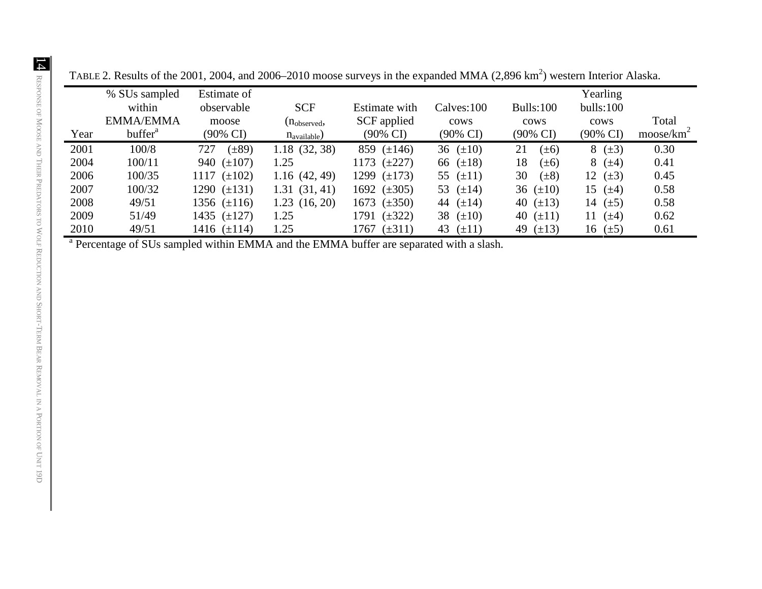TABLE 2. Results of the 2001, 2004, and 2006–2010 moose surveys in the expanded MMA (2,896 km$^2$) western Interior Alaska.

| Year | % SUs sampled within EMMA/EMMA buffer[a] | Estimate of observable moose (90% CI) | SCF ($n_{observed}$, $n_{available}$) | Estimate with SCF applied (90% CI) | Calves:100 cows (90% CI) | Bulls:100 cows (90% CI) | Yearling bulls:100 cows (90% CI) | Total moose/km$^2$ |
|---|---|---|---|---|---|---|---|---|
| 2001 | 100/8 | 727 (±89) | 1.18 (32, 38) | 859 (±146) | 36 (±10) | 21 (±6) | 8 (±3) | 0.30 |
| 2004 | 100/11 | 940 (±107) | 1.25 | 1173 (±227) | 66 (±18) | 18 (±6) | 8 (±4) | 0.41 |
| 2006 | 100/35 | 1117 (±102) | 1.16 (42, 49) | 1299 (±173) | 55 (±11) | 30 (±8) | 12 (±3) | 0.45 |
| 2007 | 100/32 | 1290 (±131) | 1.31 (31, 41) | 1692 (±305) | 53 (±14) | 36 (±10) | 15 (±4) | 0.58 |
| 2008 | 49/51 | 1356 (±116) | 1.23 (16, 20) | 1673 (±350) | 44 (±14) | 40 (±13) | 14 (±5) | 0.58 |
| 2009 | 51/49 | 1435 (±127) | 1.25 | 1791 (±322) | 38 (±10) | 40 (±11) | 11 (±4) | 0.62 |
| 2010 | 49/51 | 1416 (±114) | 1.25 | 1767 (±311) | 43 (±11) | 49 (±13) | 16 (±5) | 0.61 |

[a] Percentage of SUs sampled within EMMA and the EMMA buffer are separated with a slash.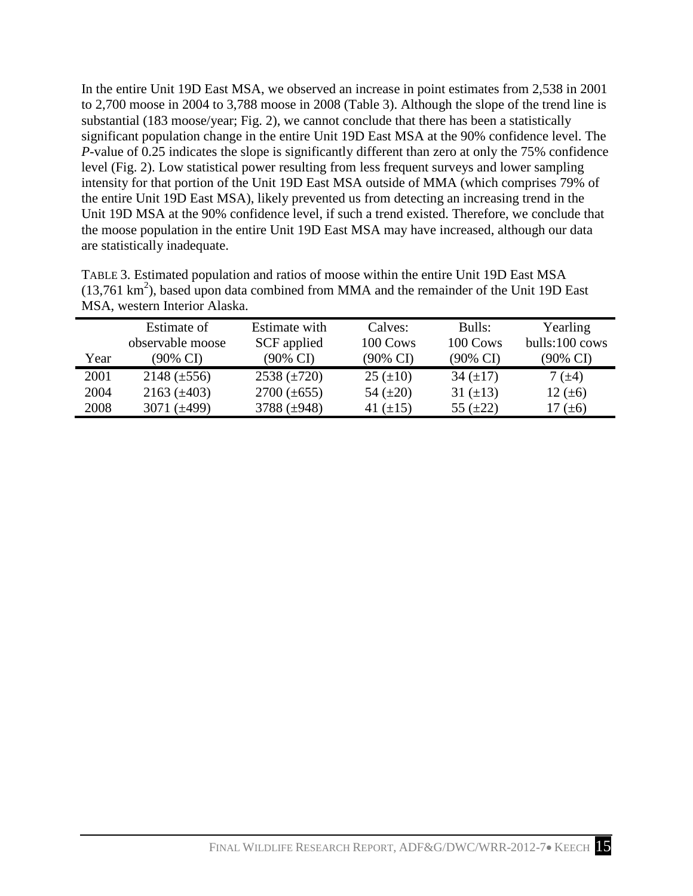In the entire Unit 19D East MSA, we observed an increase in point estimates from 2,538 in 2001 to 2,700 moose in 2004 to 3,788 moose in 2008 (Table 3). Although the slope of the trend line is substantial (183 moose/year; Fig. 2), we cannot conclude that there has been a statistically significant population change in the entire Unit 19D East MSA at the 90% confidence level. The *P*-value of 0.25 indicates the slope is significantly different than zero at only the 75% confidence level (Fig. 2). Low statistical power resulting from less frequent surveys and lower sampling intensity for that portion of the Unit 19D East MSA outside of MMA (which comprises 79% of the entire Unit 19D East MSA), likely prevented us from detecting an increasing trend in the Unit 19D MSA at the 90% confidence level, if such a trend existed. Therefore, we conclude that the moose population in the entire Unit 19D East MSA may have increased, although our data are statistically inadequate.

TABLE 3. Estimated population and ratios of moose within the entire Unit 19D East MSA (13,761 $km^2$), based upon data combined from MMA and the remainder of the Unit 19D East MSA, western Interior Alaska.

| Year | Estimate of observable moose (90% CI) | Estimate with SCF applied (90% CI) | Calves: 100 Cows (90% CI) | Bulls: 100 Cows (90% CI) | Yearling bulls:100 cows (90% CI) |
|---|---|---|---|---|---|
| 2001 | 2148 (±556) | 2538 (±720) | 25 (±10) | 34 (±17) | 7 (±4) |
| 2004 | 2163 (±403) | 2700 (±655) | 54 (±20) | 31 (±13) | 12 (±6) |
| 2008 | 3071 (±499) | 3788 (±948) | 41 (±15) | 55 (±22) | 17 (±6) |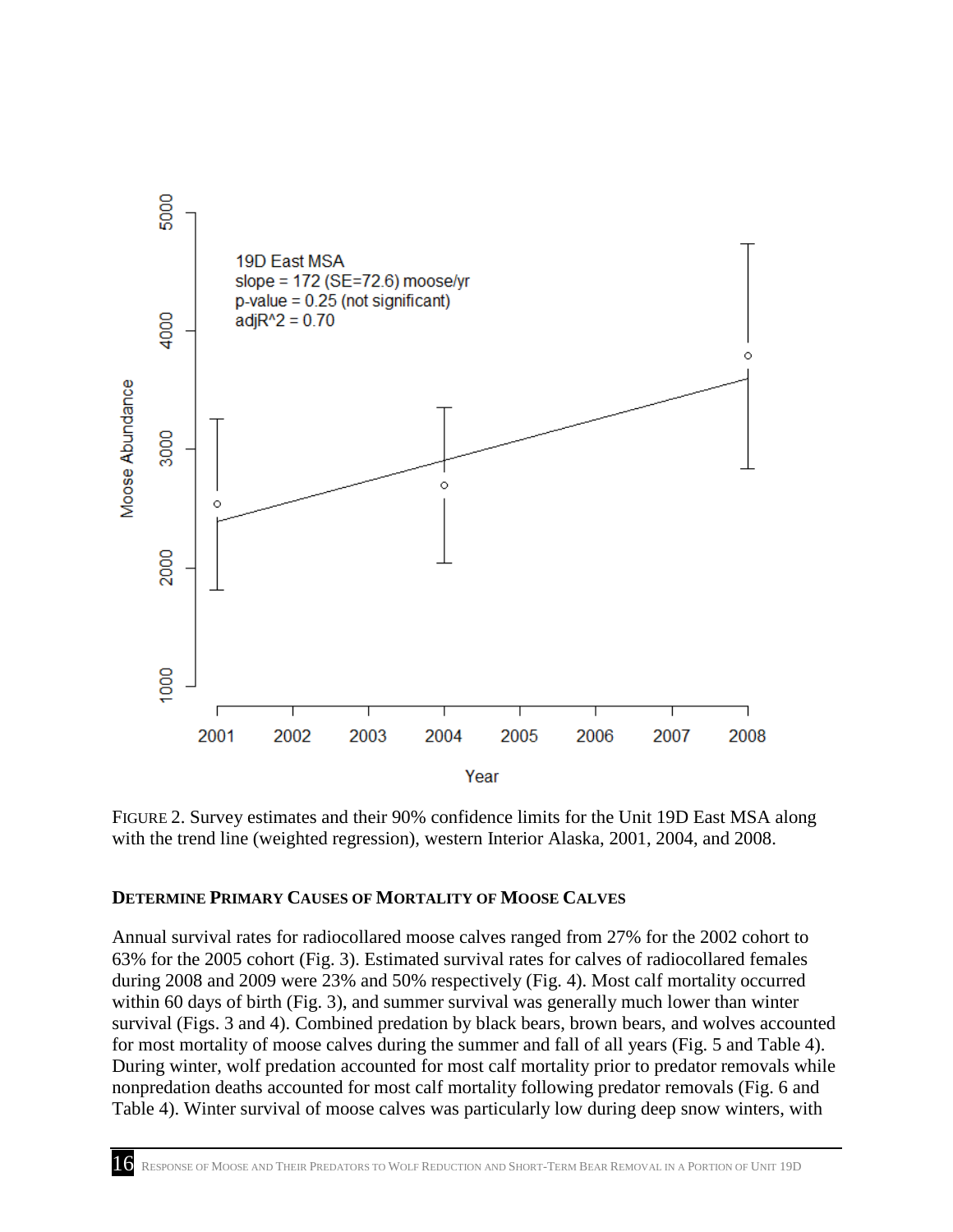FIGURE 2. Survey estimates and their 90% confidence limits for the Unit 19D East MSA along with the trend line (weighted regression), western Interior Alaska, 2001, 2004, and 2008.

### DETERMINE PRIMARY CAUSES OF MORTALITY OF MOOSE CALVES

Annual survival rates for radiocollared moose calves ranged from 27% for the 2002 cohort to 63% for the 2005 cohort (Fig. 3). Estimated survival rates for calves of radiocollared females during 2008 and 2009 were 23% and 50% respectively (Fig. 4). Most calf mortality occurred within 60 days of birth (Fig. 3), and summer survival was generally much lower than winter survival (Figs. 3 and 4). Combined predation by black bears, brown bears, and wolves accounted for most mortality of moose calves during the summer and fall of all years (Fig. 5 and Table 4). During winter, wolf predation accounted for most calf mortality prior to predator removals while nonpredation deaths accounted for most calf mortality following predator removals (Fig. 6 and Table 4). Winter survival of moose calves was particularly low during deep snow winters, with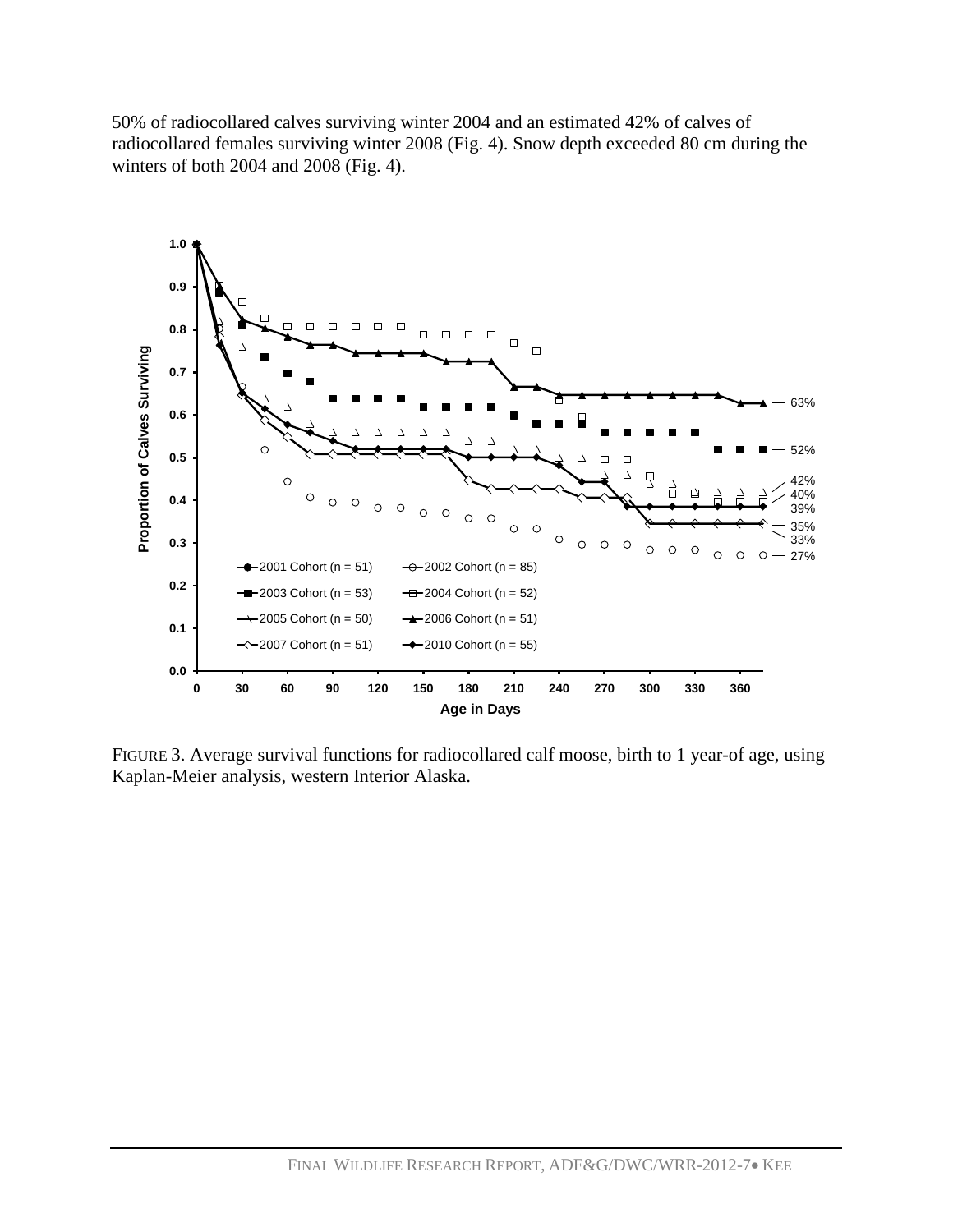50% of radiocollared calves surviving winter 2004 and an estimated 42% of calves of radiocollared females surviving winter 2008 (Fig. 4). Snow depth exceeded 80 cm during the winters of both 2004 and 2008 (Fig. 4).

FIGURE 3. Average survival functions for radiocollared calf moose, birth to 1 year-of age, using Kaplan-Meier analysis, western Interior Alaska.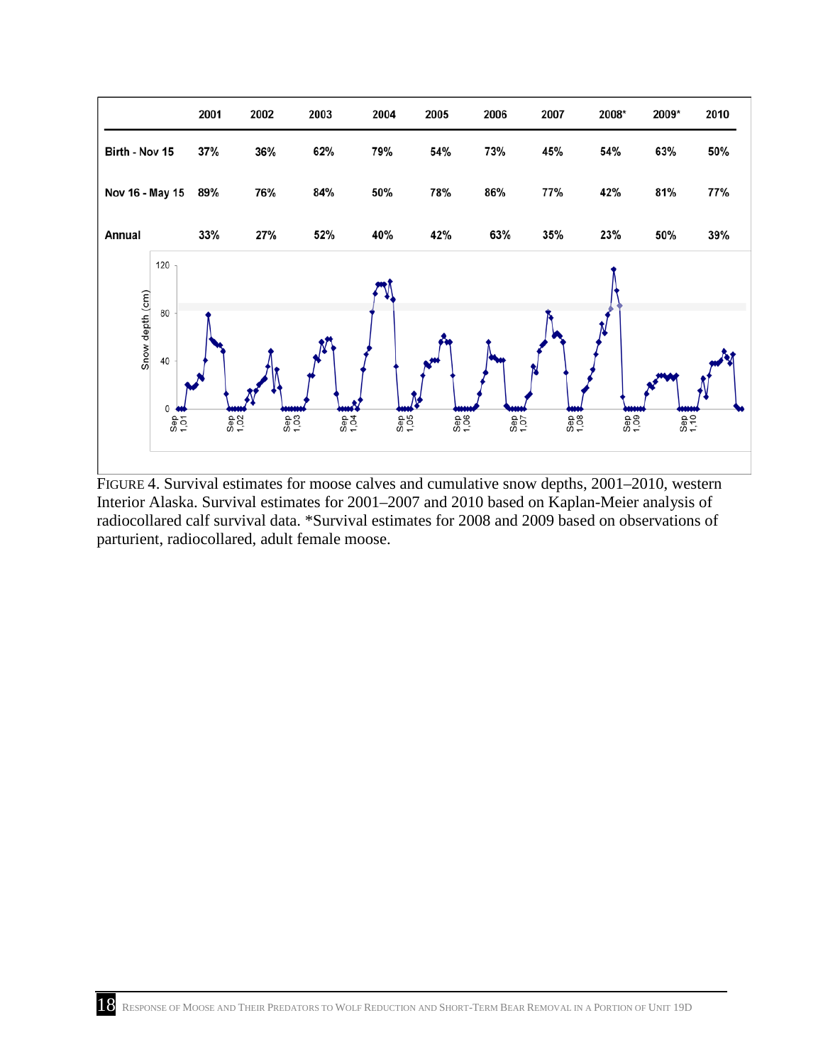|  | 2001 | 2002 | 2003 | 2004 | 2005 | 2006 | 2007 | 2008* | 2009* | 2010 |
|---|---|---|---|---|---|---|---|---|---|---|
| Birth - Nov 15 | 37% | 36% | 62% | 79% | 54% | 73% | 45% | 54% | 63% | 50% |
| Nov 16 - May 15 | 89% | 76% | 84% | 50% | 78% | 86% | 77% | 42% | 81% | 77% |
| Annual | 33% | 27% | 52% | 40% | 42% | 63% | 35% | 23% | 50% | 39% |

FIGURE 4. Survival estimates for moose calves and cumulative snow depths, 2001–2010, western Interior Alaska. Survival estimates for 2001–2007 and 2010 based on Kaplan-Meier analysis of radiocollared calf survival data. *Survival estimates for 2008 and 2009 based on observations of parturient, radiocollared, adult female moose.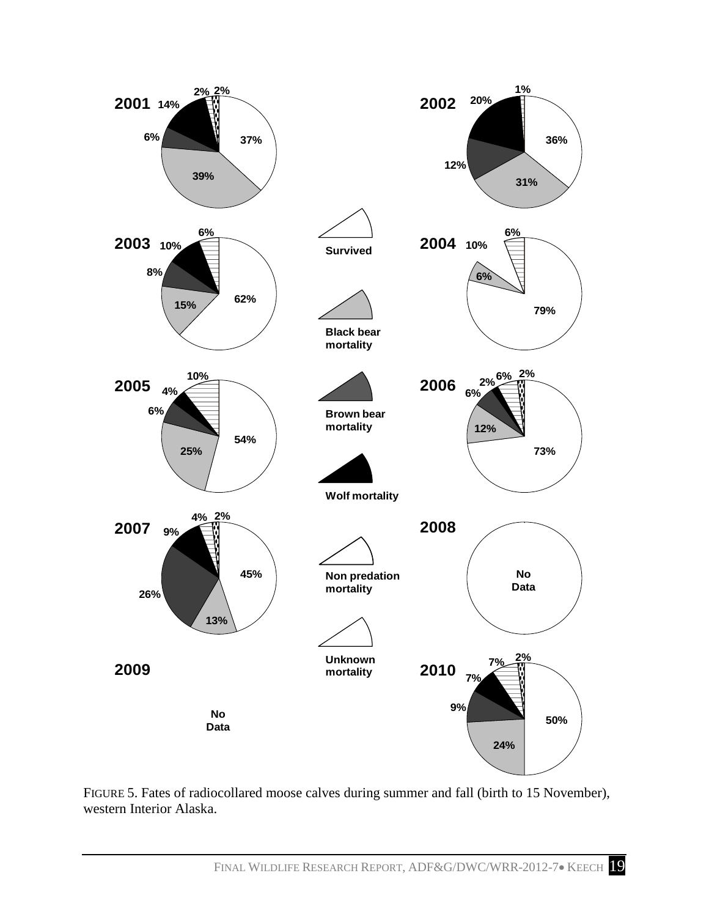FIGURE 5. Fates of radiocollared moose calves during summer and fall (birth to 15 November), western Interior Alaska.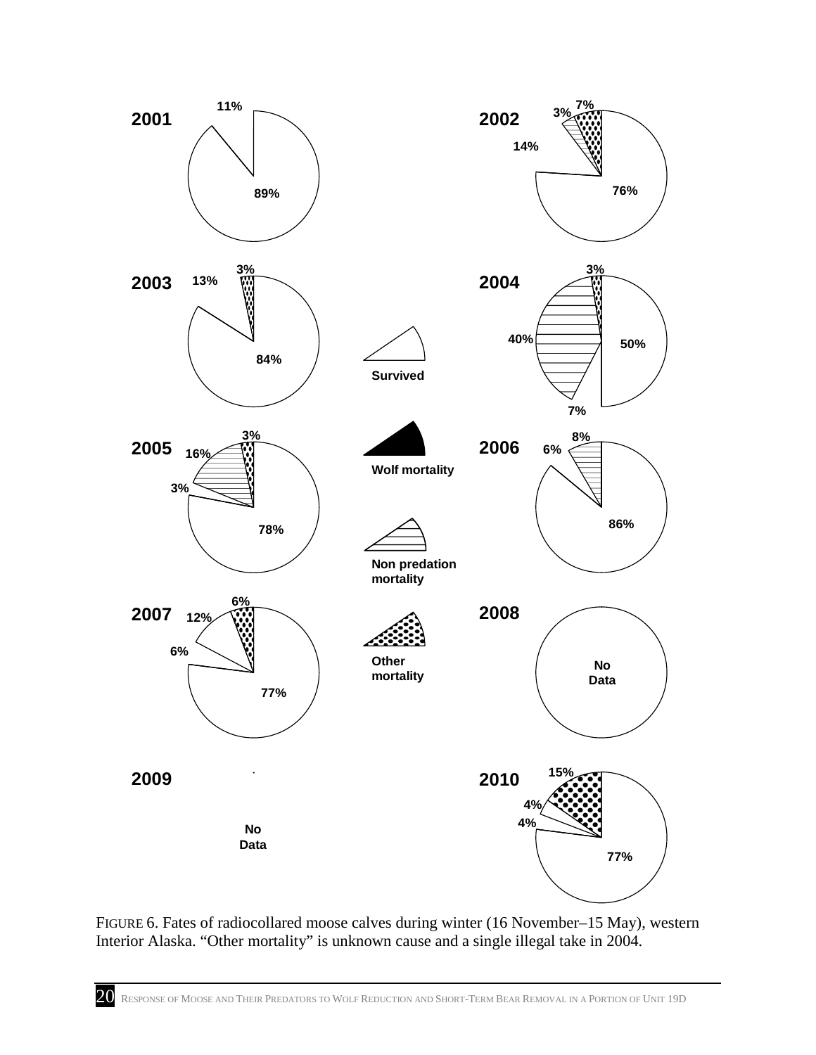FIGURE 6. Fates of radiocollared moose calves during winter (16 November–15 May), western Interior Alaska. "Other mortality" is unknown cause and a single illegal take in 2004.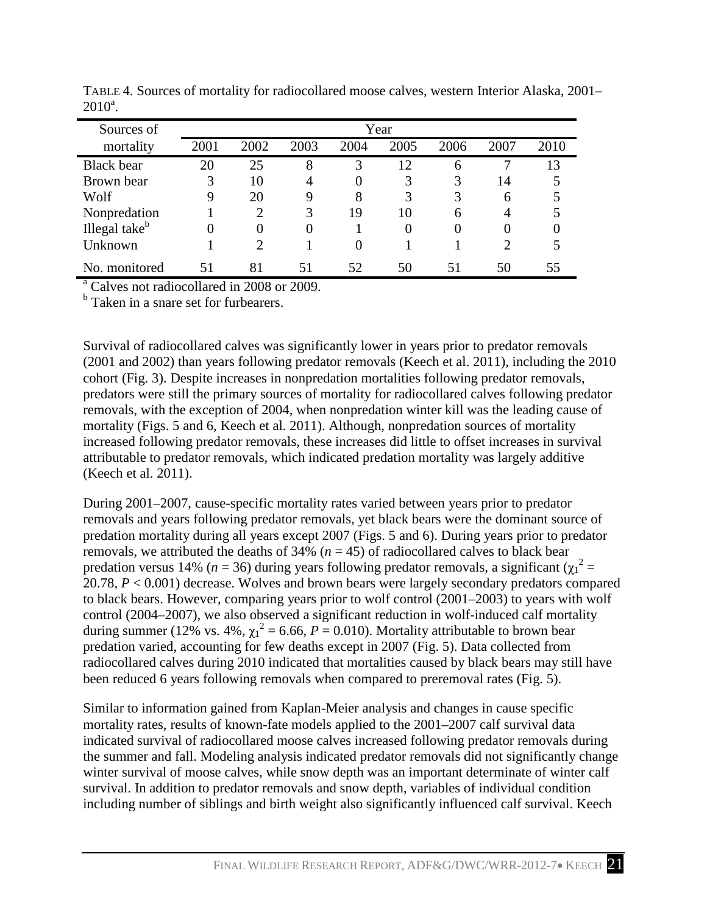TABLE 4. Sources of mortality for radiocollared moose calves, western Interior Alaska, 2001–2010[a].

| Sources of mortality | Year | | | | | | | |
|---|---|---|---|---|---|---|---|---|
| | 2001 | 2002 | 2003 | 2004 | 2005 | 2006 | 2007 | 2010 |
| Black bear | 20 | 25 | 8 | 3 | 12 | 6 | 7 | 13 |
| Brown bear | 3 | 10 | 4 | 0 | 3 | 3 | 14 | 5 |
| Wolf | 9 | 20 | 9 | 8 | 3 | 3 | 6 | 5 |
| Nonpredation | 1 | 2 | 3 | 19 | 10 | 6 | 4 | 5 |
| Illegal take[b] | 0 | 0 | 0 | 1 | 0 | 0 | 0 | 0 |
| Unknown | 1 | 2 | 1 | 0 | 1 | 1 | 2 | 5 |
| No. monitored | 51 | 81 | 51 | 52 | 50 | 51 | 50 | 55 |

[a] Calves not radiocollared in 2008 or 2009.
[b] Taken in a snare set for furbearers.

Survival of radiocollared calves was significantly lower in years prior to predator removals (2001 and 2002) than years following predator removals (Keech et al. 2011), including the 2010 cohort (Fig. 3). Despite increases in nonpredation mortalities following predator removals, predators were still the primary sources of mortality for radiocollared calves following predator removals, with the exception of 2004, when nonpredation winter kill was the leading cause of mortality (Figs. 5 and 6, Keech et al. 2011). Although, nonpredation sources of mortality increased following predator removals, these increases did little to offset increases in survival attributable to predator removals, which indicated predation mortality was largely additive (Keech et al. 2011).

During 2001–2007, cause-specific mortality rates varied between years prior to predator removals and years following predator removals, yet black bears were the dominant source of predation mortality during all years except 2007 (Figs. 5 and 6). During years prior to predator removals, we attributed the deaths of 34% ($n = 45$) of radiocollared calves to black bear predation versus 14% ($n = 36$) during years following predator removals, a significant ($\chi_1^2 = 20.78$, $P < 0.001$) decrease. Wolves and brown bears were largely secondary predators compared to black bears. However, comparing years prior to wolf control (2001–2003) to years with wolf control (2004–2007), we also observed a significant reduction in wolf-induced calf mortality during summer (12% vs. 4%, $\chi_1^2 = 6.66$, $P = 0.010$). Mortality attributable to brown bear predation varied, accounting for few deaths except in 2007 (Fig. 5). Data collected from radiocollared calves during 2010 indicated that mortalities caused by black bears may still have been reduced 6 years following removals when compared to preremoval rates (Fig. 5).

Similar to information gained from Kaplan-Meier analysis and changes in cause specific mortality rates, results of known-fate models applied to the 2001–2007 calf survival data indicated survival of radiocollared moose calves increased following predator removals during the summer and fall. Modeling analysis indicated predator removals did not significantly change winter survival of moose calves, while snow depth was an important determinate of winter calf survival. In addition to predator removals and snow depth, variables of individual condition including number of siblings and birth weight also significantly influenced calf survival. Keech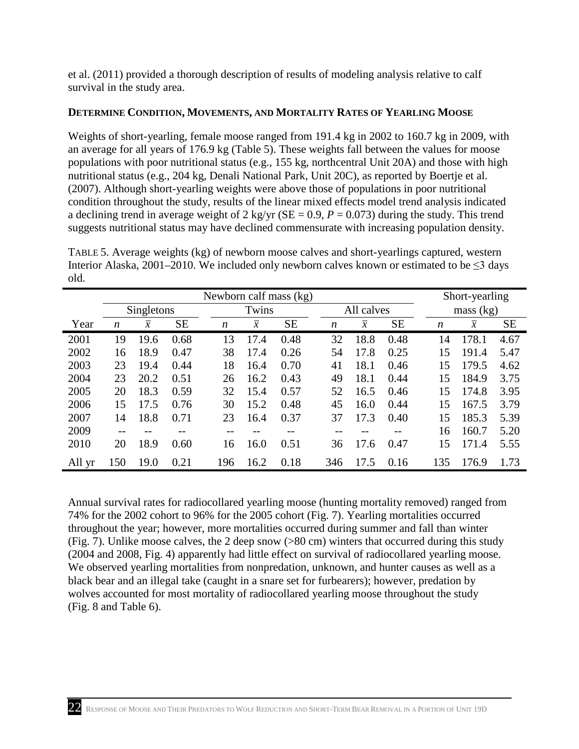et al. (2011) provided a thorough description of results of modeling analysis relative to calf survival in the study area.

### DETERMINE CONDITION, MOVEMENTS, AND MORTALITY RATES OF YEARLING MOOSE

Weights of short-yearling, female moose ranged from 191.4 kg in 2002 to 160.7 kg in 2009, with an average for all years of 176.9 kg (Table 5). These weights fall between the values for moose populations with poor nutritional status (e.g., 155 kg, northcentral Unit 20A) and those with high nutritional status (e.g., 204 kg, Denali National Park, Unit 20C), as reported by Boertje et al. (2007). Although short-yearling weights were above those of populations in poor nutritional condition throughout the study, results of the linear mixed effects model trend analysis indicated a declining trend in average weight of 2 kg/yr (SE = 0.9, $P = 0.073$) during the study. This trend suggests nutritional status may have declined commensurate with increasing population density.

TABLE 5. Average weights (kg) of newborn moose calves and short-yearlings captured, western Interior Alaska, 2001–2010. We included only newborn calves known or estimated to be ≤3 days old.

| | Newborn calf mass (kg) | | | | | | | | | Short-yearling mass (kg) | | |
|---|---|---|---|---|---|---|---|---|---|---|---|---|
| | Singletons | | | Twins | | | All calves | | | | | |
| Year | *n* | $\bar{x}$ | SE | *n* | $\bar{x}$ | SE | *n* | $\bar{x}$ | SE | *n* | $\bar{x}$ | SE |
| 2001 | 19 | 19.6 | 0.68 | 13 | 17.4 | 0.48 | 32 | 18.8 | 0.48 | 14 | 178.1 | 4.67 |
| 2002 | 16 | 18.9 | 0.47 | 38 | 17.4 | 0.26 | 54 | 17.8 | 0.25 | 15 | 191.4 | 5.47 |
| 2003 | 23 | 19.4 | 0.44 | 18 | 16.4 | 0.70 | 41 | 18.1 | 0.46 | 15 | 179.5 | 4.62 |
| 2004 | 23 | 20.2 | 0.51 | 26 | 16.2 | 0.43 | 49 | 18.1 | 0.44 | 15 | 184.9 | 3.75 |
| 2005 | 20 | 18.3 | 0.59 | 32 | 15.4 | 0.57 | 52 | 16.5 | 0.46 | 15 | 174.8 | 3.95 |
| 2006 | 15 | 17.5 | 0.76 | 30 | 15.2 | 0.48 | 45 | 16.0 | 0.44 | 15 | 167.5 | 3.79 |
| 2007 | 14 | 18.8 | 0.71 | 23 | 16.4 | 0.37 | 37 | 17.3 | 0.40 | 15 | 185.3 | 5.39 |
| 2009 | -- | -- | -- | -- | -- | -- | -- | -- | -- | 16 | 160.7 | 5.20 |
| 2010 | 20 | 18.9 | 0.60 | 16 | 16.0 | 0.51 | 36 | 17.6 | 0.47 | 15 | 171.4 | 5.55 |
| All yr | 150 | 19.0 | 0.21 | 196 | 16.2 | 0.18 | 346 | 17.5 | 0.16 | 135 | 176.9 | 1.73 |

Annual survival rates for radiocollared yearling moose (hunting mortality removed) ranged from 74% for the 2002 cohort to 96% for the 2005 cohort (Fig. 7). Yearling mortalities occurred throughout the year; however, more mortalities occurred during summer and fall than winter (Fig. 7). Unlike moose calves, the 2 deep snow (>80 cm) winters that occurred during this study (2004 and 2008, Fig. 4) apparently had little effect on survival of radiocollared yearling moose. We observed yearling mortalities from nonpredation, unknown, and hunter causes as well as a black bear and an illegal take (caught in a snare set for furbearers); however, predation by wolves accounted for most mortality of radiocollared yearling moose throughout the study (Fig. 8 and Table 6).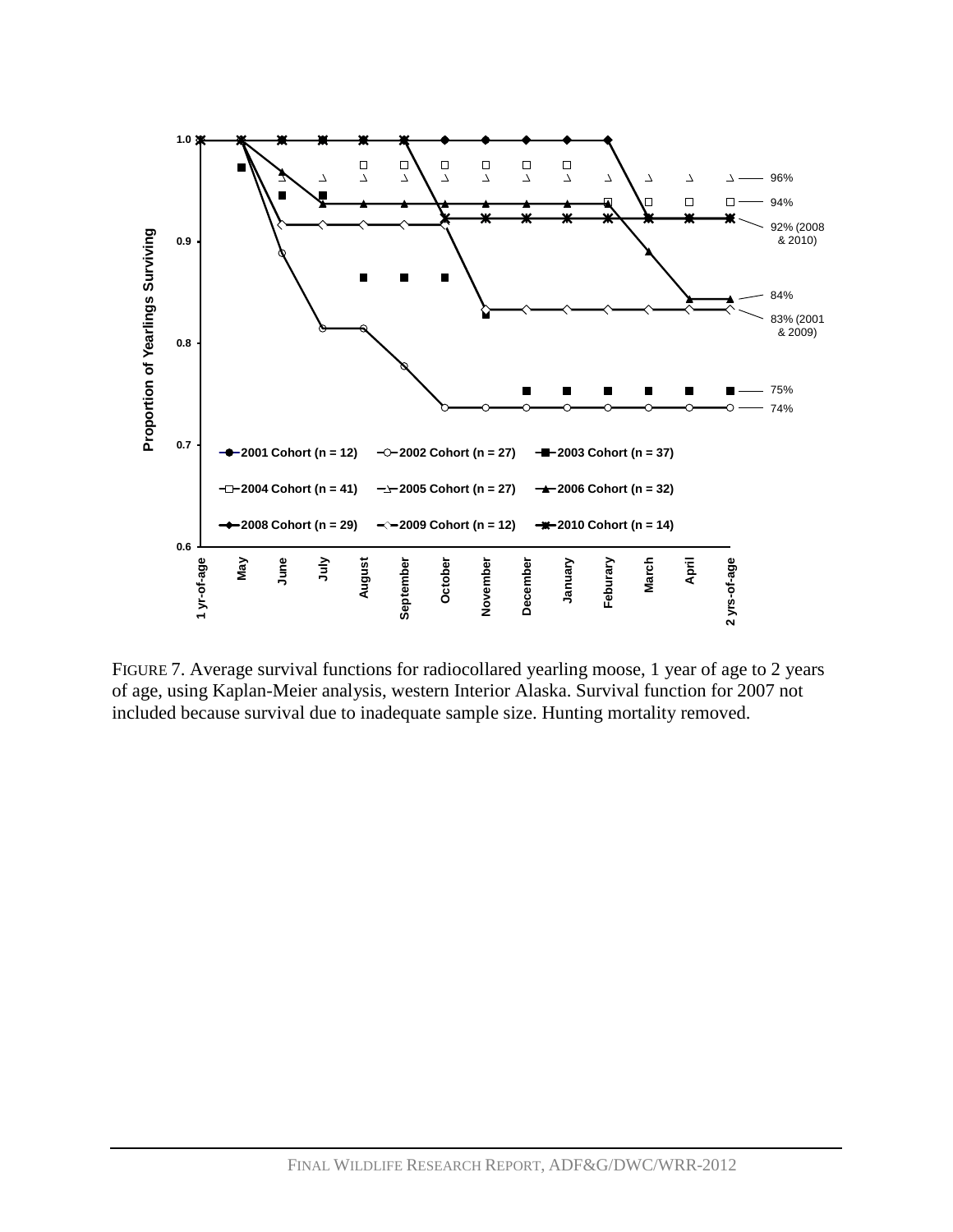FIGURE 7. Average survival functions for radiocollared yearling moose, 1 year of age to 2 years of age, using Kaplan-Meier analysis, western Interior Alaska. Survival function for 2007 not included because survival due to inadequate sample size. Hunting mortality removed.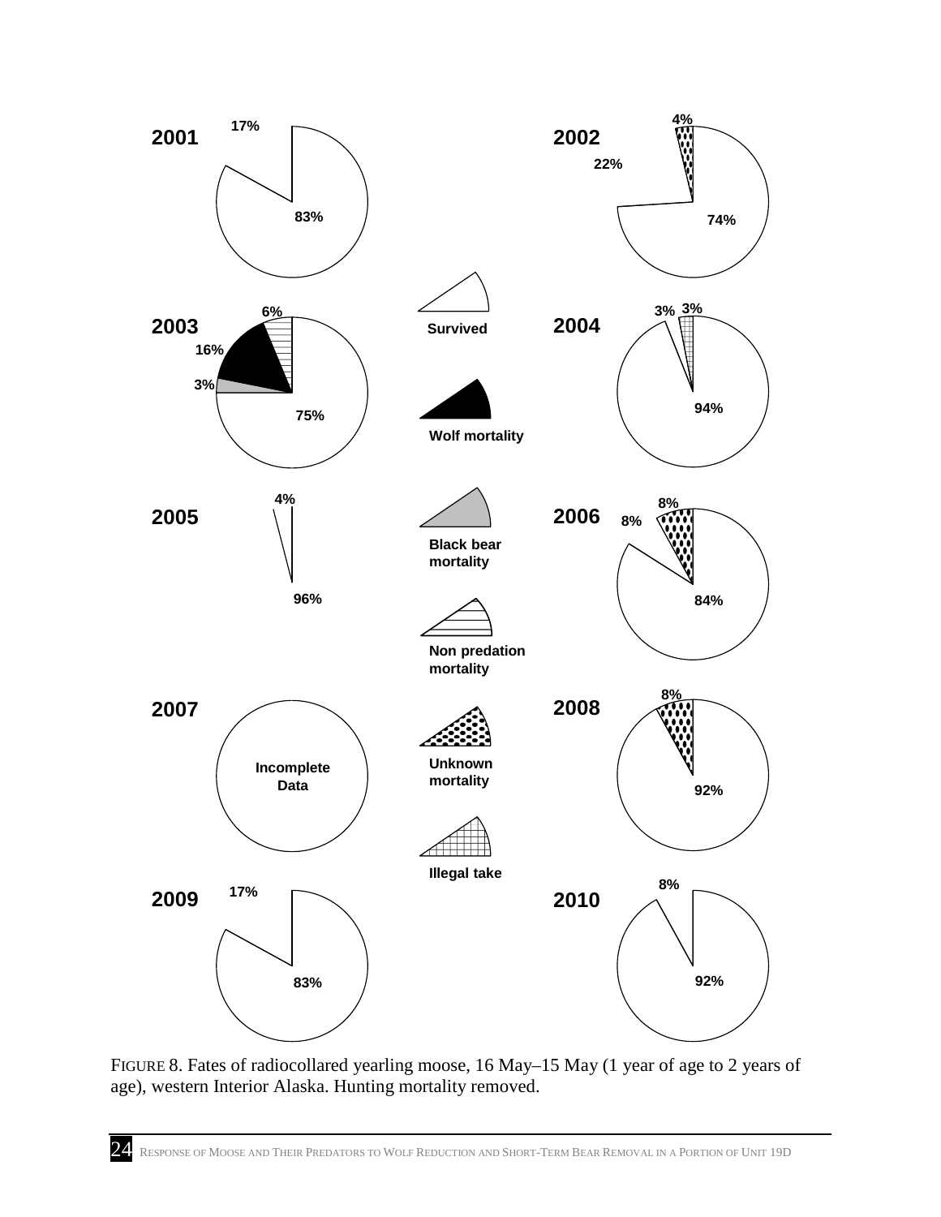FIGURE 8. Fates of radiocollared yearling moose, 16 May–15 May (1 year of age to 2 years of age), western Interior Alaska. Hunting mortality removed.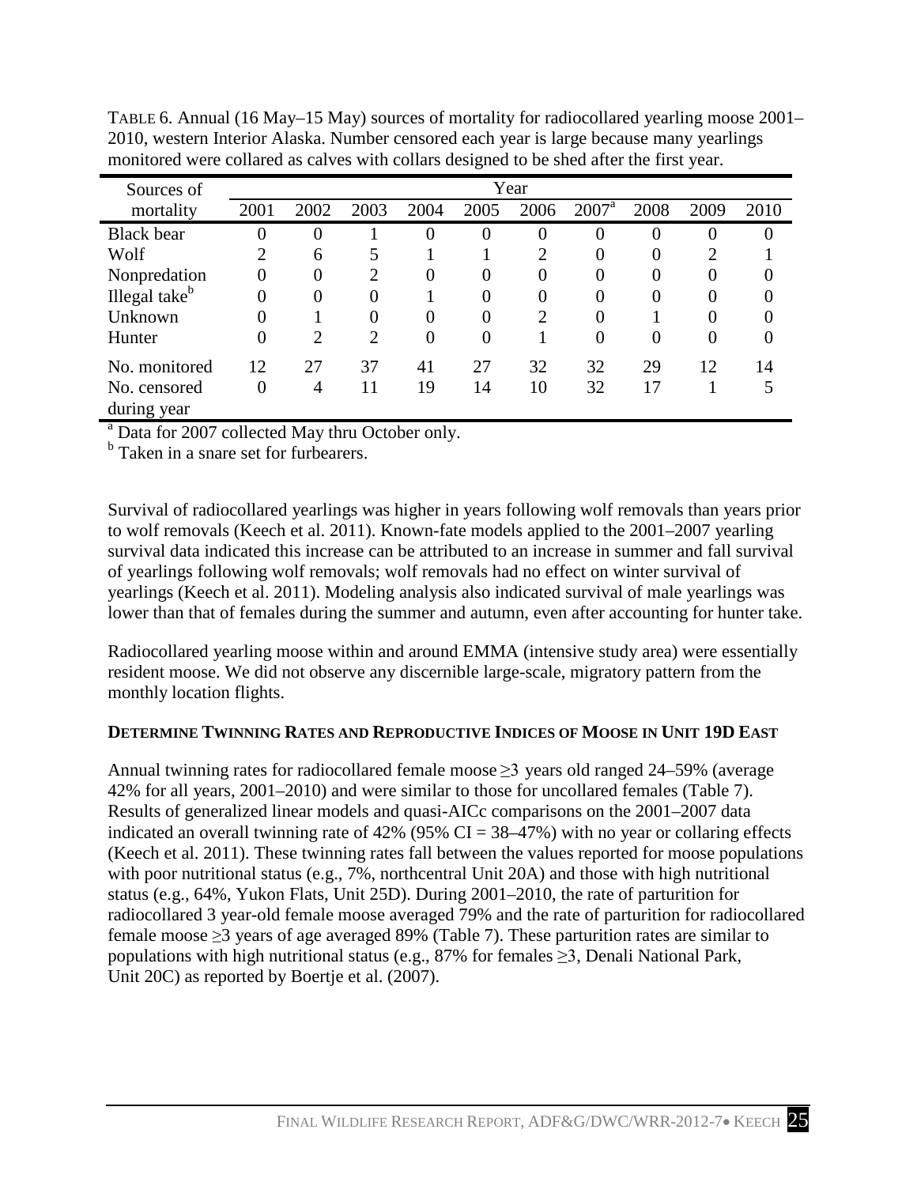TABLE 6. Annual (16 May–15 May) sources of mortality for radiocollared yearling moose 2001–2010, western Interior Alaska. Number censored each year is large because many yearlings monitored were collared as calves with collars designed to be shed after the first year.

| Sources of mortality | Year | | | | | | | | | |
|---|---|---|---|---|---|---|---|---|---|---|
| | 2001 | 2002 | 2003 | 2004 | 2005 | 2006 | 2007[a] | 2008 | 2009 | 2010 |
| Black bear | 0 | 0 | 1 | 0 | 0 | 0 | 0 | 0 | 0 | 0 |
| Wolf | 2 | 6 | 5 | 1 | 1 | 2 | 0 | 0 | 2 | 1 |
| Nonpredation | 0 | 0 | 2 | 0 | 0 | 0 | 0 | 0 | 0 | 0 |
| Illegal take[b] | 0 | 0 | 0 | 1 | 0 | 0 | 0 | 0 | 0 | 0 |
| Unknown | 0 | 1 | 0 | 0 | 0 | 2 | 0 | 1 | 0 | 0 |
| Hunter | 0 | 2 | 2 | 0 | 0 | 1 | 0 | 0 | 0 | 0 |
| No. monitored | 12 | 27 | 37 | 41 | 27 | 32 | 32 | 29 | 12 | 14 |
| No. censored during year | 0 | 4 | 11 | 19 | 14 | 10 | 32 | 17 | 1 | 5 |

[a] Data for 2007 collected May thru October only.
[b] Taken in a snare set for furbearers.

Survival of radiocollared yearlings was higher in years following wolf removals than years prior to wolf removals (Keech et al. 2011). Known-fate models applied to the 2001–2007 yearling survival data indicated this increase can be attributed to an increase in summer and fall survival of yearlings following wolf removals; wolf removals had no effect on winter survival of yearlings (Keech et al. 2011). Modeling analysis also indicated survival of male yearlings was lower than that of females during the summer and autumn, even after accounting for hunter take.

Radiocollared yearling moose within and around EMMA (intensive study area) were essentially resident moose. We did not observe any discernible large-scale, migratory pattern from the monthly location flights.

### DETERMINE TWINNING RATES AND REPRODUCTIVE INDICES OF MOOSE IN UNIT 19D EAST

Annual twinning rates for radiocollared female moose ≥3 years old ranged 24–59% (average 42% for all years, 2001–2010) and were similar to those for uncollared females (Table 7). Results of generalized linear models and quasi-AICc comparisons on the 2001–2007 data indicated an overall twinning rate of 42% (95% CI = 38–47%) with no year or collaring effects (Keech et al. 2011). These twinning rates fall between the values reported for moose populations with poor nutritional status (e.g., 7%, northcentral Unit 20A) and those with high nutritional status (e.g., 64%, Yukon Flats, Unit 25D). During 2001–2010, the rate of parturition for radiocollared 3 year-old female moose averaged 79% and the rate of parturition for radiocollared female moose ≥3 years of age averaged 89% (Table 7). These parturition rates are similar to populations with high nutritional status (e.g., 87% for females ≥3, Denali National Park, Unit 20C) as reported by Boertje et al. (2007).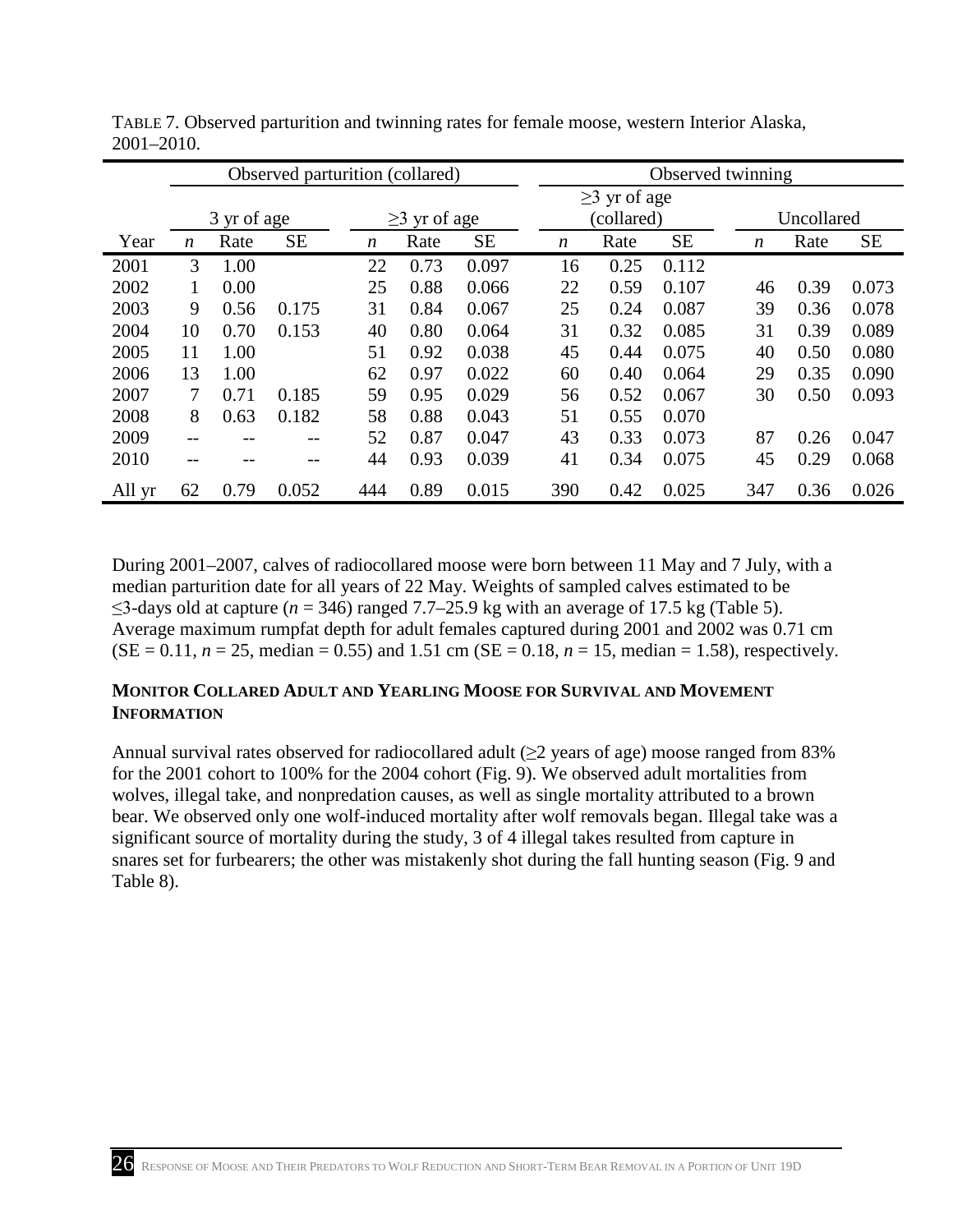TABLE 7. Observed parturition and twinning rates for female moose, western Interior Alaska, 2001–2010.

| | Observed parturition (collared) | | | | | | Observed twinning | | | | | |
|---|---|---|---|---|---|---|---|---|---|---|---|---|
| | 3 yr of age | | | ≥3 yr of age | | | ≥3 yr of age (collared) | | | Uncollared | | |
| Year | *n* | Rate | SE | *n* | Rate | SE | *n* | Rate | SE | *n* | Rate | SE |
| 2001 | 3 | 1.00 | | 22 | 0.73 | 0.097 | 16 | 0.25 | 0.112 | | | |
| 2002 | 1 | 0.00 | | 25 | 0.88 | 0.066 | 22 | 0.59 | 0.107 | 46 | 0.39 | 0.073 |
| 2003 | 9 | 0.56 | 0.175 | 31 | 0.84 | 0.067 | 25 | 0.24 | 0.087 | 39 | 0.36 | 0.078 |
| 2004 | 10 | 0.70 | 0.153 | 40 | 0.80 | 0.064 | 31 | 0.32 | 0.085 | 31 | 0.39 | 0.089 |
| 2005 | 11 | 1.00 | | 51 | 0.92 | 0.038 | 45 | 0.44 | 0.075 | 40 | 0.50 | 0.080 |
| 2006 | 13 | 1.00 | | 62 | 0.97 | 0.022 | 60 | 0.40 | 0.064 | 29 | 0.35 | 0.090 |
| 2007 | 7 | 0.71 | 0.185 | 59 | 0.95 | 0.029 | 56 | 0.52 | 0.067 | 30 | 0.50 | 0.093 |
| 2008 | 8 | 0.63 | 0.182 | 58 | 0.88 | 0.043 | 51 | 0.55 | 0.070 | | | |
| 2009 | -- | -- | -- | 52 | 0.87 | 0.047 | 43 | 0.33 | 0.073 | 87 | 0.26 | 0.047 |
| 2010 | -- | -- | -- | 44 | 0.93 | 0.039 | 41 | 0.34 | 0.075 | 45 | 0.29 | 0.068 |
| All yr | 62 | 0.79 | 0.052 | 444 | 0.89 | 0.015 | 390 | 0.42 | 0.025 | 347 | 0.36 | 0.026 |

During 2001–2007, calves of radiocollared moose were born between 11 May and 7 July, with a median parturition date for all years of 22 May. Weights of sampled calves estimated to be ≤3-days old at capture ($n$ = 346) ranged 7.7–25.9 kg with an average of 17.5 kg (Table 5). Average maximum rumpfat depth for adult females captured during 2001 and 2002 was 0.71 cm (SE = 0.11, $n$ = 25, median = 0.55) and 1.51 cm (SE = 0.18, $n$ = 15, median = 1.58), respectively.

### MONITOR COLLARED ADULT AND YEARLING MOOSE FOR SURVIVAL AND MOVEMENT INFORMATION

Annual survival rates observed for radiocollared adult (≥2 years of age) moose ranged from 83% for the 2001 cohort to 100% for the 2004 cohort (Fig. 9). We observed adult mortalities from wolves, illegal take, and nonpredation causes, as well as single mortality attributed to a brown bear. We observed only one wolf-induced mortality after wolf removals began. Illegal take was a significant source of mortality during the study, 3 of 4 illegal takes resulted from capture in snares set for furbearers; the other was mistakenly shot during the fall hunting season (Fig. 9 and Table 8).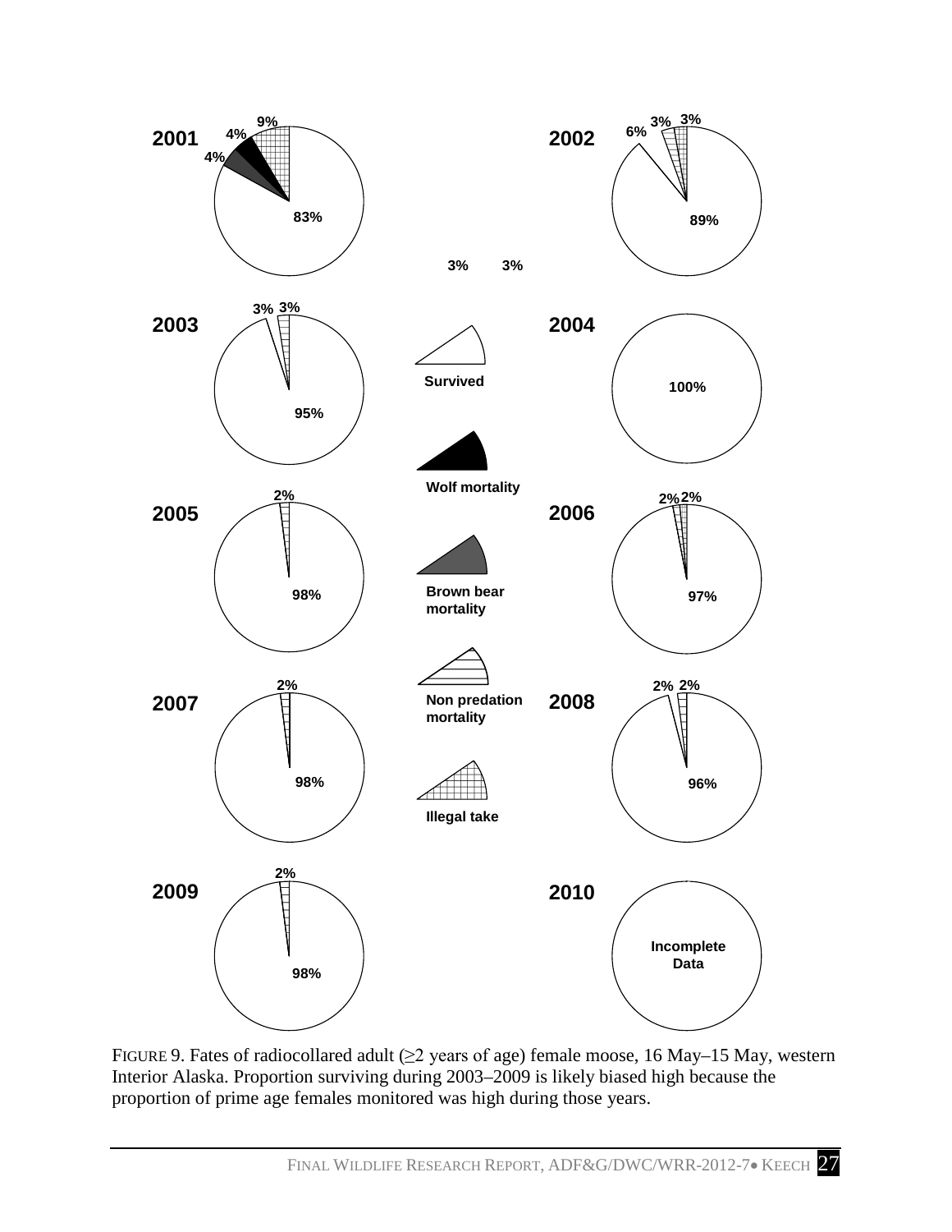2001

83%

4%

4%

9%

2002

89%

6%

3%

3%

3%

3%

2003

95%

3%

3%

2004

100%

Survived

Wolf mortality

Brown bear mortality

Non predation mortality

Illegal take

2005

98%

2%

2006

97%

2%

2%

2007

98%

2%

2008

96%

2%

2%

2009

98%

2%

2010

Incomplete Data

FIGURE 9. Fates of radiocollared adult (≥2 years of age) female moose, 16 May–15 May, western Interior Alaska. Proportion surviving during 2003–2009 is likely biased high because the proportion of prime age females monitored was high during those years.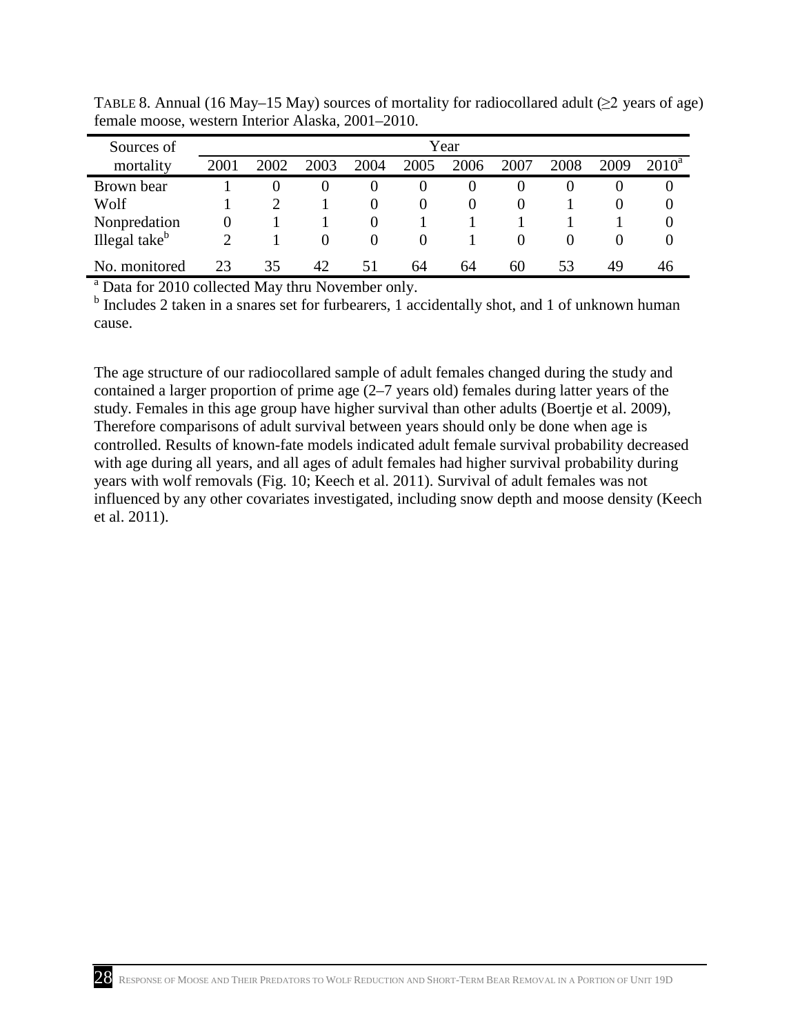TABLE 8. Annual (16 May–15 May) sources of mortality for radiocollared adult (≥2 years of age) female moose, western Interior Alaska, 2001–2010.

| Sources of mortality | Year | | | | | | | | | |
|---|---|---|---|---|---|---|---|---|---|---|
| | 2001 | 2002 | 2003 | 2004 | 2005 | 2006 | 2007 | 2008 | 2009 | 2010[a] |
| Brown bear | 1 | 0 | 0 | 0 | 0 | 0 | 0 | 0 | 0 | 0 |
| Wolf | 1 | 2 | 1 | 0 | 0 | 0 | 0 | 1 | 0 | 0 |
| Nonpredation | 0 | 1 | 1 | 0 | 1 | 1 | 1 | 1 | 1 | 0 |
| Illegal take[b] | 2 | 1 | 0 | 0 | 0 | 1 | 0 | 0 | 0 | 0 |
| No. monitored | 23 | 35 | 42 | 51 | 64 | 64 | 60 | 53 | 49 | 46 |

[a] Data for 2010 collected May thru November only.

[b] Includes 2 taken in a snares set for furbearers, 1 accidentally shot, and 1 of unknown human cause.

The age structure of our radiocollared sample of adult females changed during the study and contained a larger proportion of prime age (2–7 years old) females during latter years of the study. Females in this age group have higher survival than other adults (Boertje et al. 2009), Therefore comparisons of adult survival between years should only be done when age is controlled. Results of known-fate models indicated adult female survival probability decreased with age during all years, and all ages of adult females had higher survival probability during years with wolf removals (Fig. 10; Keech et al. 2011). Survival of adult females was not influenced by any other covariates investigated, including snow depth and moose density (Keech et al. 2011).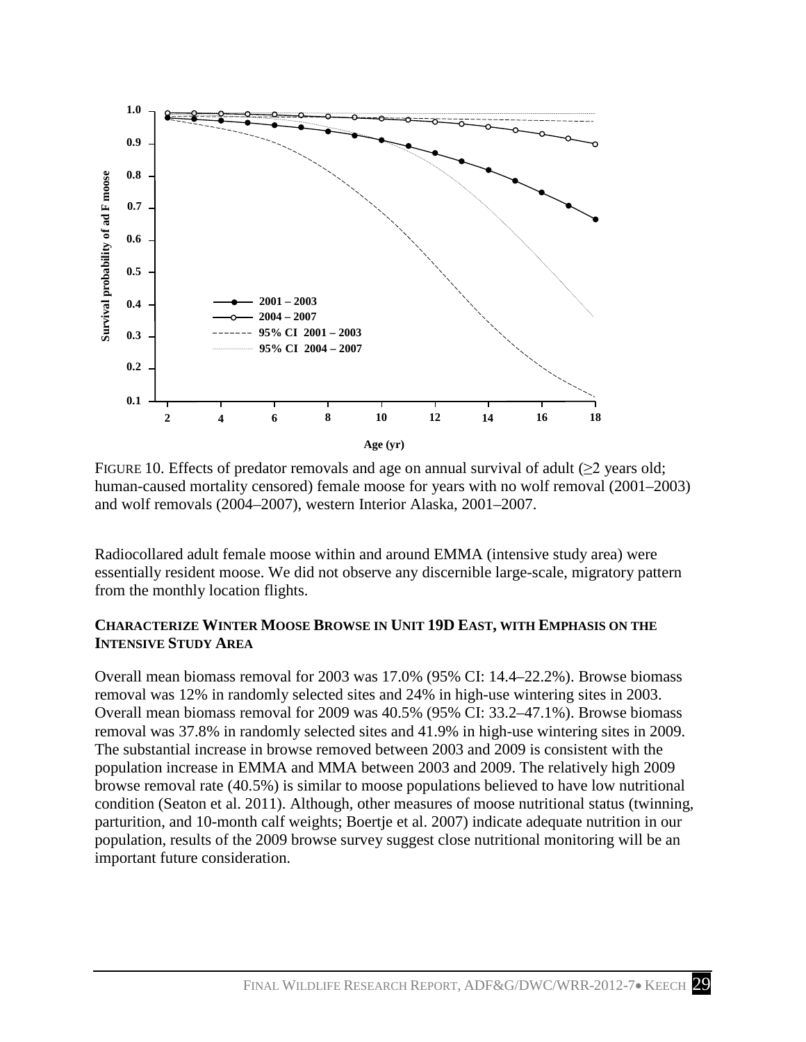FIGURE 10. Effects of predator removals and age on annual survival of adult (≥2 years old; human-caused mortality censored) female moose for years with no wolf removal (2001–2003) and wolf removals (2004–2007), western Interior Alaska, 2001–2007.

Radiocollared adult female moose within and around EMMA (intensive study area) were essentially resident moose. We did not observe any discernible large-scale, migratory pattern from the monthly location flights.

### CHARACTERIZE WINTER MOOSE BROWSE IN UNIT 19D EAST, WITH EMPHASIS ON THE INTENSIVE STUDY AREA

Overall mean biomass removal for 2003 was 17.0% (95% CI: 14.4–22.2%). Browse biomass removal was 12% in randomly selected sites and 24% in high-use wintering sites in 2003. Overall mean biomass removal for 2009 was 40.5% (95% CI: 33.2–47.1%). Browse biomass removal was 37.8% in randomly selected sites and 41.9% in high-use wintering sites in 2009. The substantial increase in browse removed between 2003 and 2009 is consistent with the population increase in EMMA and MMA between 2003 and 2009. The relatively high 2009 browse removal rate (40.5%) is similar to moose populations believed to have low nutritional condition (Seaton et al. 2011). Although, other measures of moose nutritional status (twinning, parturition, and 10-month calf weights; Boertje et al. 2007) indicate adequate nutrition in our population, results of the 2009 browse survey suggest close nutritional monitoring will be an important future consideration.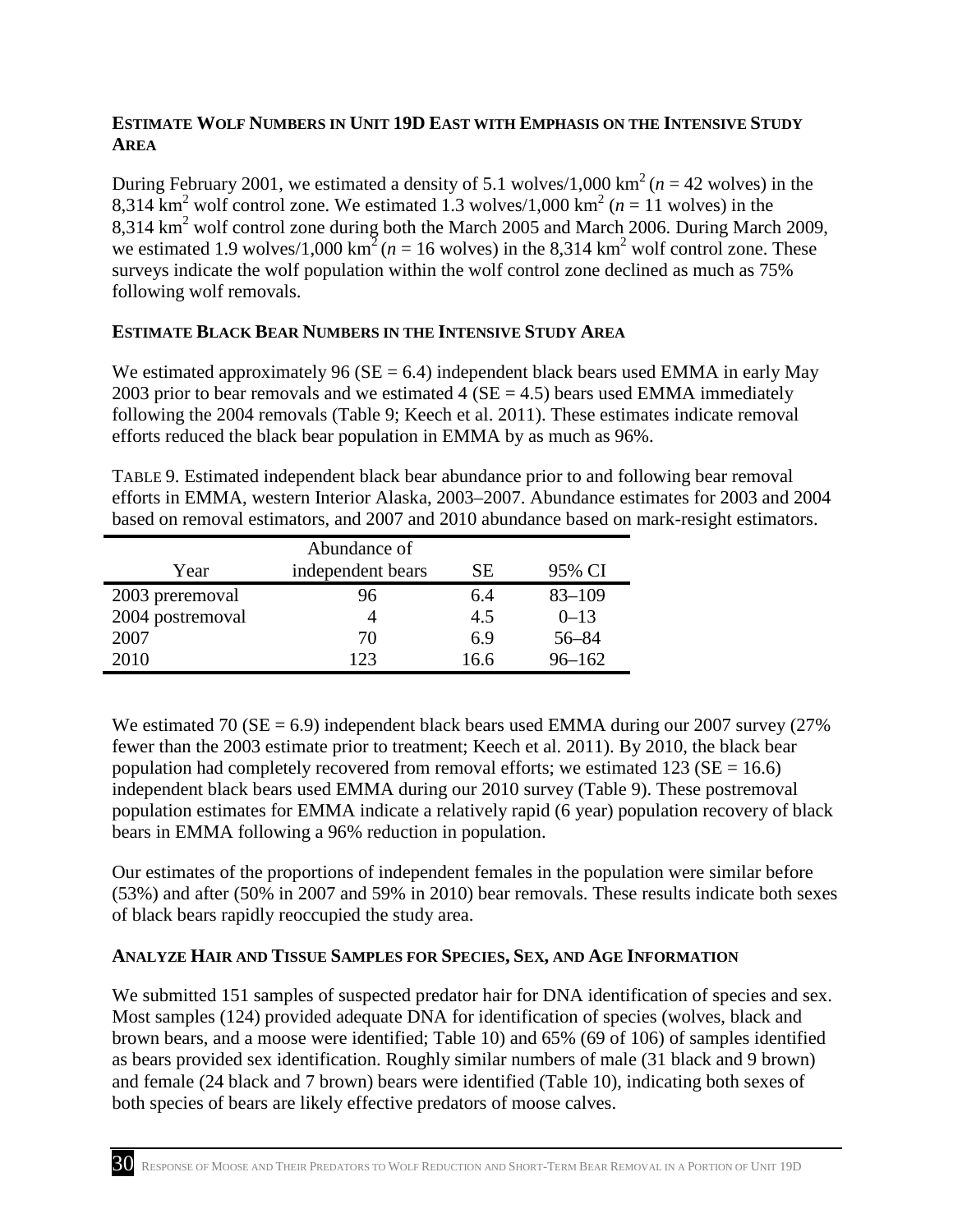### Estimate Wolf Numbers in Unit 19D East with Emphasis on the Intensive Study Area

During February 2001, we estimated a density of 5.1 wolves/1,000 $km^2$ ($n = 42$ wolves) in the 8,314 $km^2$ wolf control zone. We estimated 1.3 wolves/1,000 $km^2$ ($n = 11$ wolves) in the 8,314 $km^2$ wolf control zone during both the March 2005 and March 2006. During March 2009, we estimated 1.9 wolves/1,000 $km^2$ ($n = 16$ wolves) in the 8,314 $km^2$ wolf control zone. These surveys indicate the wolf population within the wolf control zone declined as much as 75% following wolf removals.

### Estimate Black Bear Numbers in the Intensive Study Area

We estimated approximately 96 (SE = 6.4) independent black bears used EMMA in early May 2003 prior to bear removals and we estimated 4 (SE = 4.5) bears used EMMA immediately following the 2004 removals (Table 9; Keech et al. 2011). These estimates indicate removal efforts reduced the black bear population in EMMA by as much as 96%.

Table 9. Estimated independent black bear abundance prior to and following bear removal efforts in EMMA, western Interior Alaska, 2003–2007. Abundance estimates for 2003 and 2004 based on removal estimators, and 2007 and 2010 abundance based on mark-resight estimators.

| Year | Abundance of independent bears | SE | 95% CI |
|---|---|---|---|
| 2003 preremoval | 96 | 6.4 | 83–109 |
| 2004 postremoval | 4 | 4.5 | 0–13 |
| 2007 | 70 | 6.9 | 56–84 |
| 2010 | 123 | 16.6 | 96–162 |

We estimated 70 (SE = 6.9) independent black bears used EMMA during our 2007 survey (27% fewer than the 2003 estimate prior to treatment; Keech et al. 2011). By 2010, the black bear population had completely recovered from removal efforts; we estimated 123 (SE = 16.6) independent black bears used EMMA during our 2010 survey (Table 9). These postremoval population estimates for EMMA indicate a relatively rapid (6 year) population recovery of black bears in EMMA following a 96% reduction in population.

Our estimates of the proportions of independent females in the population were similar before (53%) and after (50% in 2007 and 59% in 2010) bear removals. These results indicate both sexes of black bears rapidly reoccupied the study area.

### Analyze Hair and Tissue Samples for Species, Sex, and Age Information

We submitted 151 samples of suspected predator hair for DNA identification of species and sex. Most samples (124) provided adequate DNA for identification of species (wolves, black and brown bears, and a moose were identified; Table 10) and 65% (69 of 106) of samples identified as bears provided sex identification. Roughly similar numbers of male (31 black and 9 brown) and female (24 black and 7 brown) bears were identified (Table 10), indicating both sexes of both species of bears are likely effective predators of moose calves.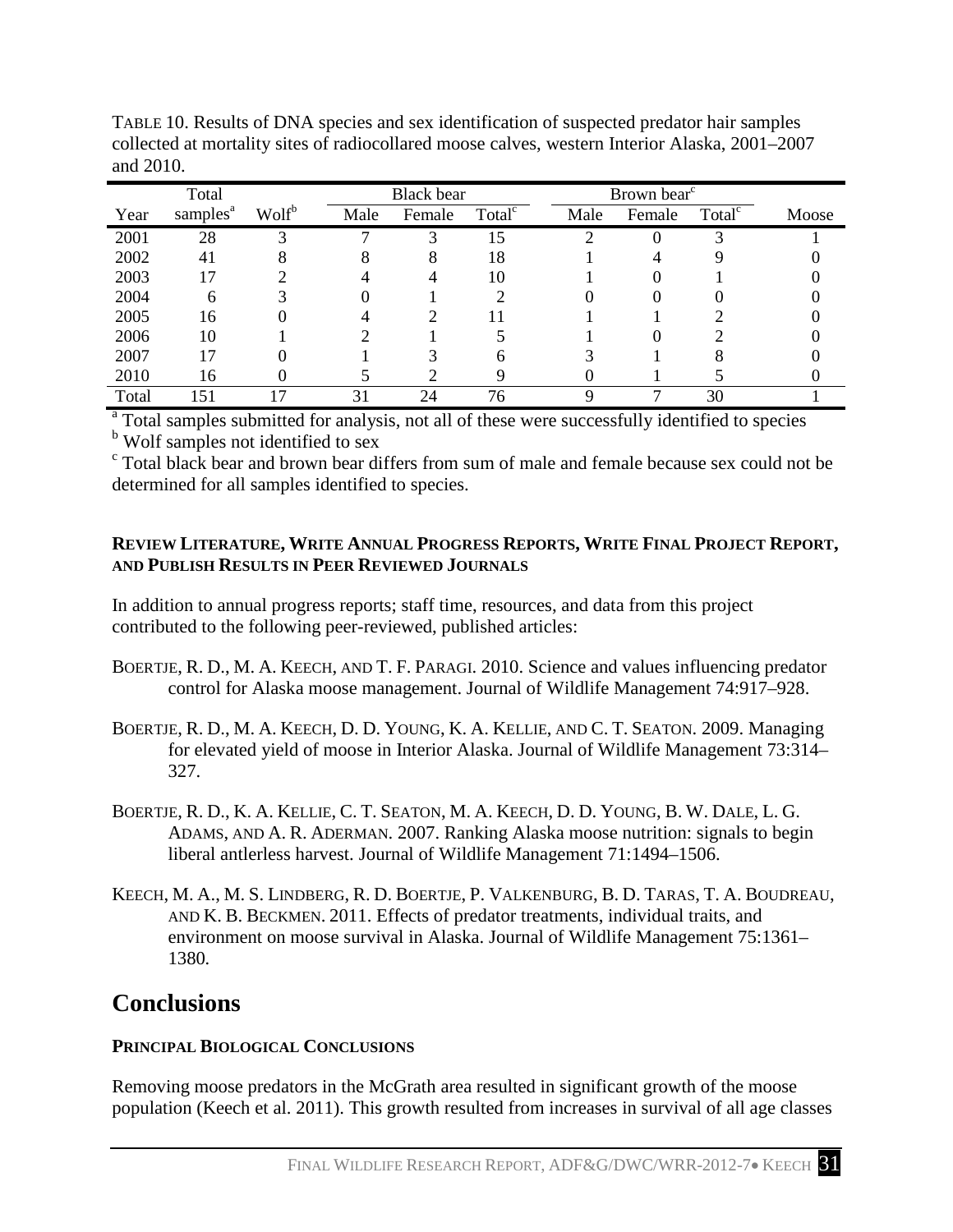TABLE 10. Results of DNA species and sex identification of suspected predator hair samples collected at mortality sites of radiocollared moose calves, western Interior Alaska, 2001–2007 and 2010.

| Year | Total samples[a] | Wolf[b] | Black bear | | | Brown bear[c] | | | Moose |
|---|---|---|---|---|---|---|---|---|---|
| | | | Male | Female | Total[c] | Male | Female | Total[c] | |
| 2001 | 28 | 3 | 7 | 3 | 15 | 2 | 0 | 3 | 1 |
| 2002 | 41 | 8 | 8 | 8 | 18 | 1 | 4 | 9 | 0 |
| 2003 | 17 | 2 | 4 | 4 | 10 | 1 | 0 | 1 | 0 |
| 2004 | 6 | 3 | 0 | 1 | 2 | 0 | 0 | 0 | 0 |
| 2005 | 16 | 0 | 4 | 2 | 11 | 1 | 1 | 2 | 0 |
| 2006 | 10 | 1 | 2 | 1 | 5 | 1 | 0 | 2 | 0 |
| 2007 | 17 | 0 | 1 | 3 | 6 | 3 | 1 | 8 | 0 |
| 2010 | 16 | 0 | 5 | 2 | 9 | 0 | 1 | 5 | 0 |
| Total | 151 | 17 | 31 | 24 | 76 | 9 | 7 | 30 | 1 |

[a] Total samples submitted for analysis, not all of these were successfully identified to species
[b] Wolf samples not identified to sex
[c] Total black bear and brown bear differs from sum of male and female because sex could not be determined for all samples identified to species.

**REVIEW LITERATURE, WRITE ANNUAL PROGRESS REPORTS, WRITE FINAL PROJECT REPORT, AND PUBLISH RESULTS IN PEER REVIEWED JOURNALS**

In addition to annual progress reports; staff time, resources, and data from this project contributed to the following peer-reviewed, published articles:

BOERTJE, R. D., M. A. KEECH, AND T. F. PARAGI. 2010. Science and values influencing predator control for Alaska moose management. Journal of Wildlife Management 74:917–928.

BOERTJE, R. D., M. A. KEECH, D. D. YOUNG, K. A. KELLIE, AND C. T. SEATON. 2009. Managing for elevated yield of moose in Interior Alaska. Journal of Wildlife Management 73:314–327.

BOERTJE, R. D., K. A. KELLIE, C. T. SEATON, M. A. KEECH, D. D. YOUNG, B. W. DALE, L. G. ADAMS, AND A. R. ADERMAN. 2007. Ranking Alaska moose nutrition: signals to begin liberal antlerless harvest. Journal of Wildlife Management 71:1494–1506.

KEECH, M. A., M. S. LINDBERG, R. D. BOERTJE, P. VALKENBURG, B. D. TARAS, T. A. BOUDREAU, AND K. B. BECKMEN. 2011. Effects of predator treatments, individual traits, and environment on moose survival in Alaska. Journal of Wildlife Management 75:1361–1380.

# Conclusions

**PRINCIPAL BIOLOGICAL CONCLUSIONS**

Removing moose predators in the McGrath area resulted in significant growth of the moose population (Keech et al. 2011). This growth resulted from increases in survival of all age classes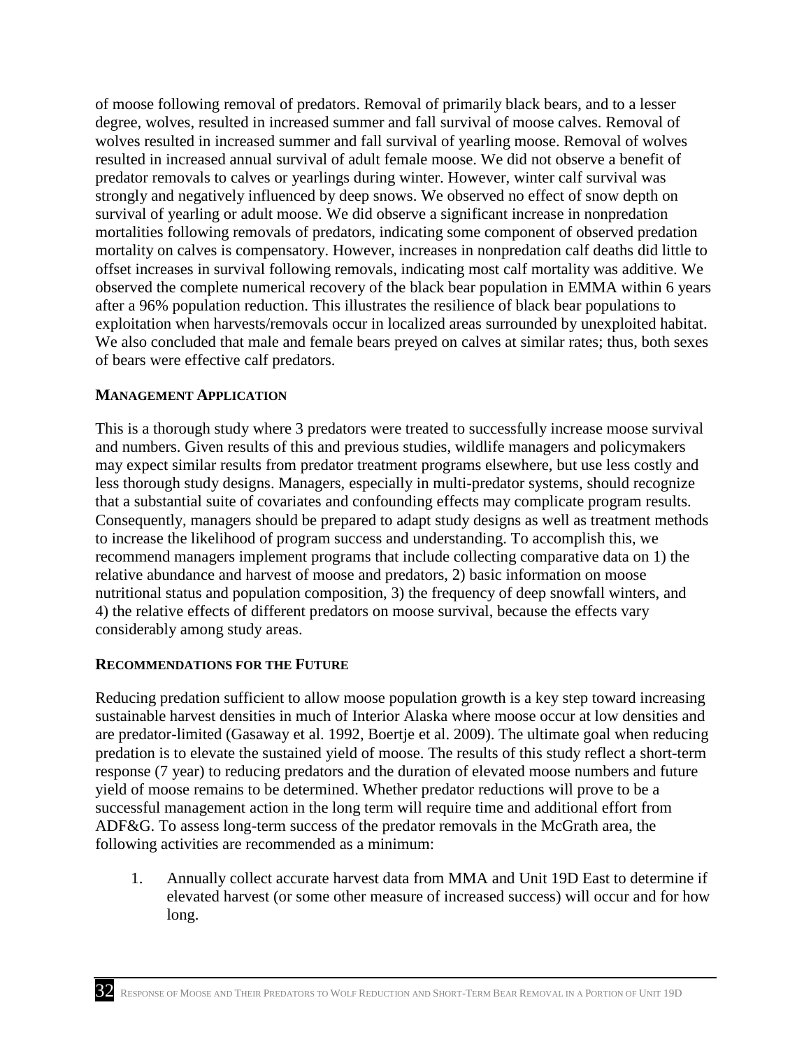of moose following removal of predators. Removal of primarily black bears, and to a lesser degree, wolves, resulted in increased summer and fall survival of moose calves. Removal of wolves resulted in increased summer and fall survival of yearling moose. Removal of wolves resulted in increased annual survival of adult female moose. We did not observe a benefit of predator removals to calves or yearlings during winter. However, winter calf survival was strongly and negatively influenced by deep snows. We observed no effect of snow depth on survival of yearling or adult moose. We did observe a significant increase in nonpredation mortalities following removals of predators, indicating some component of observed predation mortality on calves is compensatory. However, increases in nonpredation calf deaths did little to offset increases in survival following removals, indicating most calf mortality was additive. We observed the complete numerical recovery of the black bear population in EMMA within 6 years after a 96% population reduction. This illustrates the resilience of black bear populations to exploitation when harvests/removals occur in localized areas surrounded by unexploited habitat. We also concluded that male and female bears preyed on calves at similar rates; thus, both sexes of bears were effective calf predators.

## MANAGEMENT APPLICATION

This is a thorough study where 3 predators were treated to successfully increase moose survival and numbers. Given results of this and previous studies, wildlife managers and policymakers may expect similar results from predator treatment programs elsewhere, but use less costly and less thorough study designs. Managers, especially in multi-predator systems, should recognize that a substantial suite of covariates and confounding effects may complicate program results. Consequently, managers should be prepared to adapt study designs as well as treatment methods to increase the likelihood of program success and understanding. To accomplish this, we recommend managers implement programs that include collecting comparative data on 1) the relative abundance and harvest of moose and predators, 2) basic information on moose nutritional status and population composition, 3) the frequency of deep snowfall winters, and 4) the relative effects of different predators on moose survival, because the effects vary considerably among study areas.

## RECOMMENDATIONS FOR THE FUTURE

Reducing predation sufficient to allow moose population growth is a key step toward increasing sustainable harvest densities in much of Interior Alaska where moose occur at low densities and are predator-limited (Gasaway et al. 1992, Boertje et al. 2009). The ultimate goal when reducing predation is to elevate the sustained yield of moose. The results of this study reflect a short-term response (7 year) to reducing predators and the duration of elevated moose numbers and future yield of moose remains to be determined. Whether predator reductions will prove to be a successful management action in the long term will require time and additional effort from ADF&G. To assess long-term success of the predator removals in the McGrath area, the following activities are recommended as a minimum:

1. Annually collect accurate harvest data from MMA and Unit 19D East to determine if elevated harvest (or some other measure of increased success) will occur and for how long.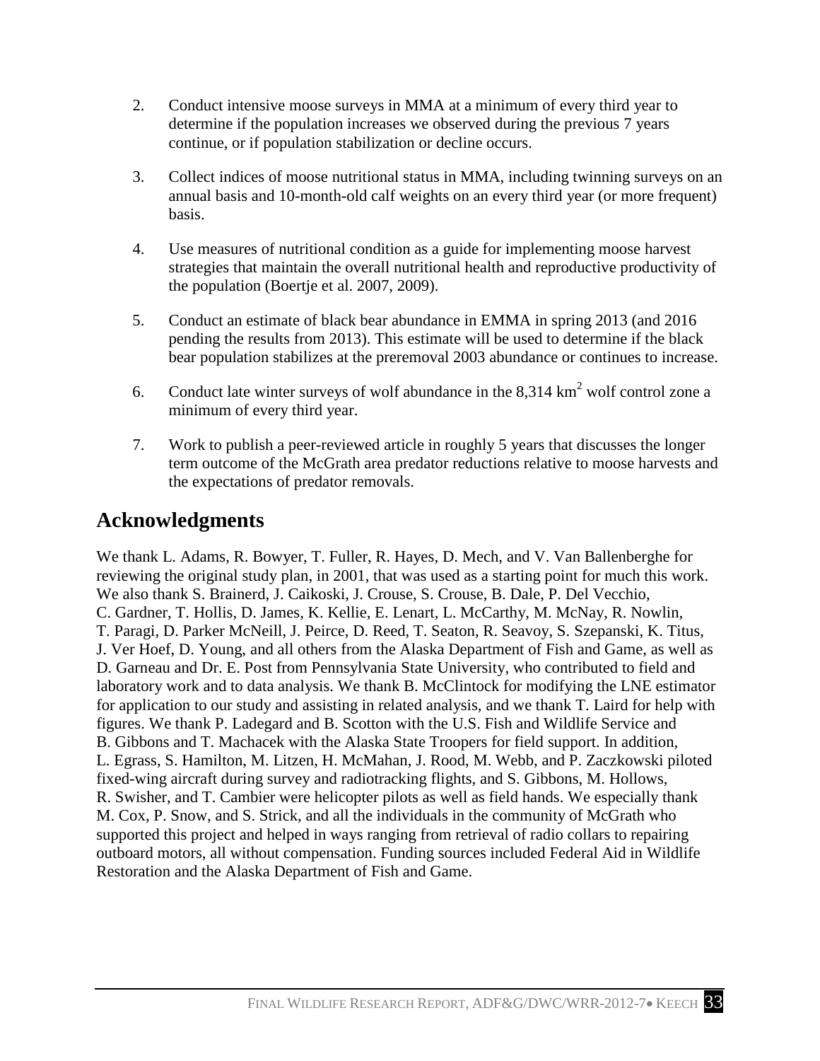2. Conduct intensive moose surveys in MMA at a minimum of every third year to determine if the population increases we observed during the previous 7 years continue, or if population stabilization or decline occurs.

3. Collect indices of moose nutritional status in MMA, including twinning surveys on an annual basis and 10-month-old calf weights on an every third year (or more frequent) basis.

4. Use measures of nutritional condition as a guide for implementing moose harvest strategies that maintain the overall nutritional health and reproductive productivity of the population (Boertje et al. 2007, 2009).

5. Conduct an estimate of black bear abundance in EMMA in spring 2013 (and 2016 pending the results from 2013). This estimate will be used to determine if the black bear population stabilizes at the preremoval 2003 abundance or continues to increase.

6. Conduct late winter surveys of wolf abundance in the 8,314 $km^2$ wolf control zone a minimum of every third year.

7. Work to publish a peer-reviewed article in roughly 5 years that discusses the longer term outcome of the McGrath area predator reductions relative to moose harvests and the expectations of predator removals.

## Acknowledgments

We thank L. Adams, R. Bowyer, T. Fuller, R. Hayes, D. Mech, and V. Van Ballenberghe for reviewing the original study plan, in 2001, that was used as a starting point for much this work. We also thank S. Brainerd, J. Caikoski, J. Crouse, S. Crouse, B. Dale, P. Del Vecchio, C. Gardner, T. Hollis, D. James, K. Kellie, E. Lenart, L. McCarthy, M. McNay, R. Nowlin, T. Paragi, D. Parker McNeill, J. Peirce, D. Reed, T. Seaton, R. Seavoy, S. Szepanski, K. Titus, J. Ver Hoef, D. Young, and all others from the Alaska Department of Fish and Game, as well as D. Garneau and Dr. E. Post from Pennsylvania State University, who contributed to field and laboratory work and to data analysis. We thank B. McClintock for modifying the LNE estimator for application to our study and assisting in related analysis, and we thank T. Laird for help with figures. We thank P. Ladegard and B. Scotton with the U.S. Fish and Wildlife Service and B. Gibbons and T. Machacek with the Alaska State Troopers for field support. In addition, L. Egrass, S. Hamilton, M. Litzen, H. McMahan, J. Rood, M. Webb, and P. Zaczkowski piloted fixed-wing aircraft during survey and radiotracking flights, and S. Gibbons, M. Hollows, R. Swisher, and T. Cambier were helicopter pilots as well as field hands. We especially thank M. Cox, P. Snow, and S. Strick, and all the individuals in the community of McGrath who supported this project and helped in ways ranging from retrieval of radio collars to repairing outboard motors, all without compensation. Funding sources included Federal Aid in Wildlife Restoration and the Alaska Department of Fish and Game.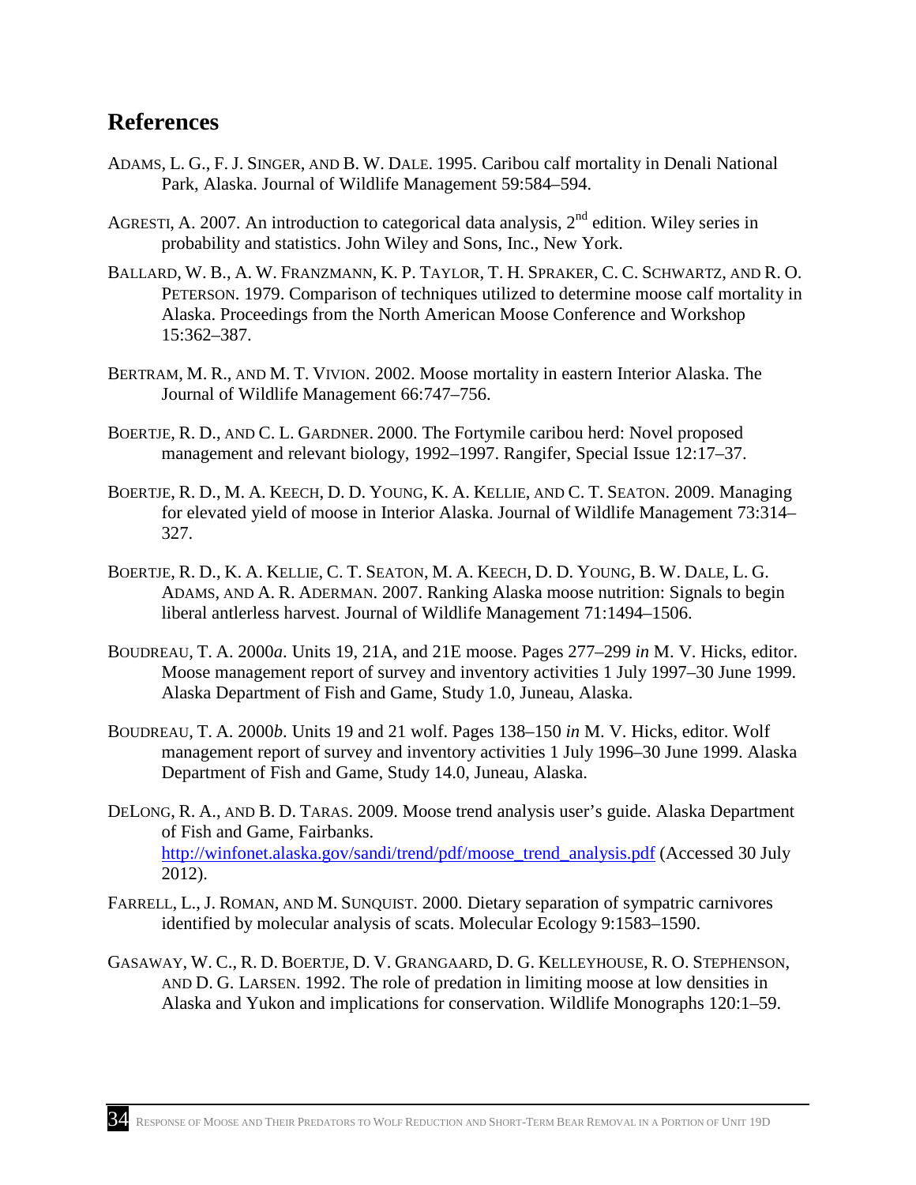## References

ADAMS, L. G., F. J. SINGER, AND B. W. DALE. 1995. Caribou calf mortality in Denali National Park, Alaska. Journal of Wildlife Management 59:584–594.

AGRESTI, A. 2007. An introduction to categorical data analysis, 2nd edition. Wiley series in probability and statistics. John Wiley and Sons, Inc., New York.

BALLARD, W. B., A. W. FRANZMANN, K. P. TAYLOR, T. H. SPRAKER, C. C. SCHWARTZ, AND R. O. PETERSON. 1979. Comparison of techniques utilized to determine moose calf mortality in Alaska. Proceedings from the North American Moose Conference and Workshop 15:362–387.

BERTRAM, M. R., AND M. T. VIVION. 2002. Moose mortality in eastern Interior Alaska. The Journal of Wildlife Management 66:747–756.

BOERTJE, R. D., AND C. L. GARDNER. 2000. The Fortymile caribou herd: Novel proposed management and relevant biology, 1992–1997. Rangifer, Special Issue 12:17–37.

BOERTJE, R. D., M. A. KEECH, D. D. YOUNG, K. A. KELLIE, AND C. T. SEATON. 2009. Managing for elevated yield of moose in Interior Alaska. Journal of Wildlife Management 73:314–327.

BOERTJE, R. D., K. A. KELLIE, C. T. SEATON, M. A. KEECH, D. D. YOUNG, B. W. DALE, L. G. ADAMS, AND A. R. ADERMAN. 2007. Ranking Alaska moose nutrition: Signals to begin liberal antlerless harvest. Journal of Wildlife Management 71:1494–1506.

BOUDREAU, T. A. 2000*a*. Units 19, 21A, and 21E moose. Pages 277–299 *in* M. V. Hicks, editor. Moose management report of survey and inventory activities 1 July 1997–30 June 1999. Alaska Department of Fish and Game, Study 1.0, Juneau, Alaska.

BOUDREAU, T. A. 2000*b*. Units 19 and 21 wolf. Pages 138–150 *in* M. V. Hicks, editor. Wolf management report of survey and inventory activities 1 July 1996–30 June 1999. Alaska Department of Fish and Game, Study 14.0, Juneau, Alaska.

DELONG, R. A., AND B. D. TARAS. 2009. Moose trend analysis user's guide. Alaska Department of Fish and Game, Fairbanks. http://winfonet.alaska.gov/sandi/trend/pdf/moose_trend_analysis.pdf (Accessed 30 July 2012).

FARRELL, L., J. ROMAN, AND M. SUNQUIST. 2000. Dietary separation of sympatric carnivores identified by molecular analysis of scats. Molecular Ecology 9:1583–1590.

GASAWAY, W. C., R. D. BOERTJE, D. V. GRANGAARD, D. G. KELLEYHOUSE, R. O. STEPHENSON, AND D. G. LARSEN. 1992. The role of predation in limiting moose at low densities in Alaska and Yukon and implications for conservation. Wildlife Monographs 120:1–59.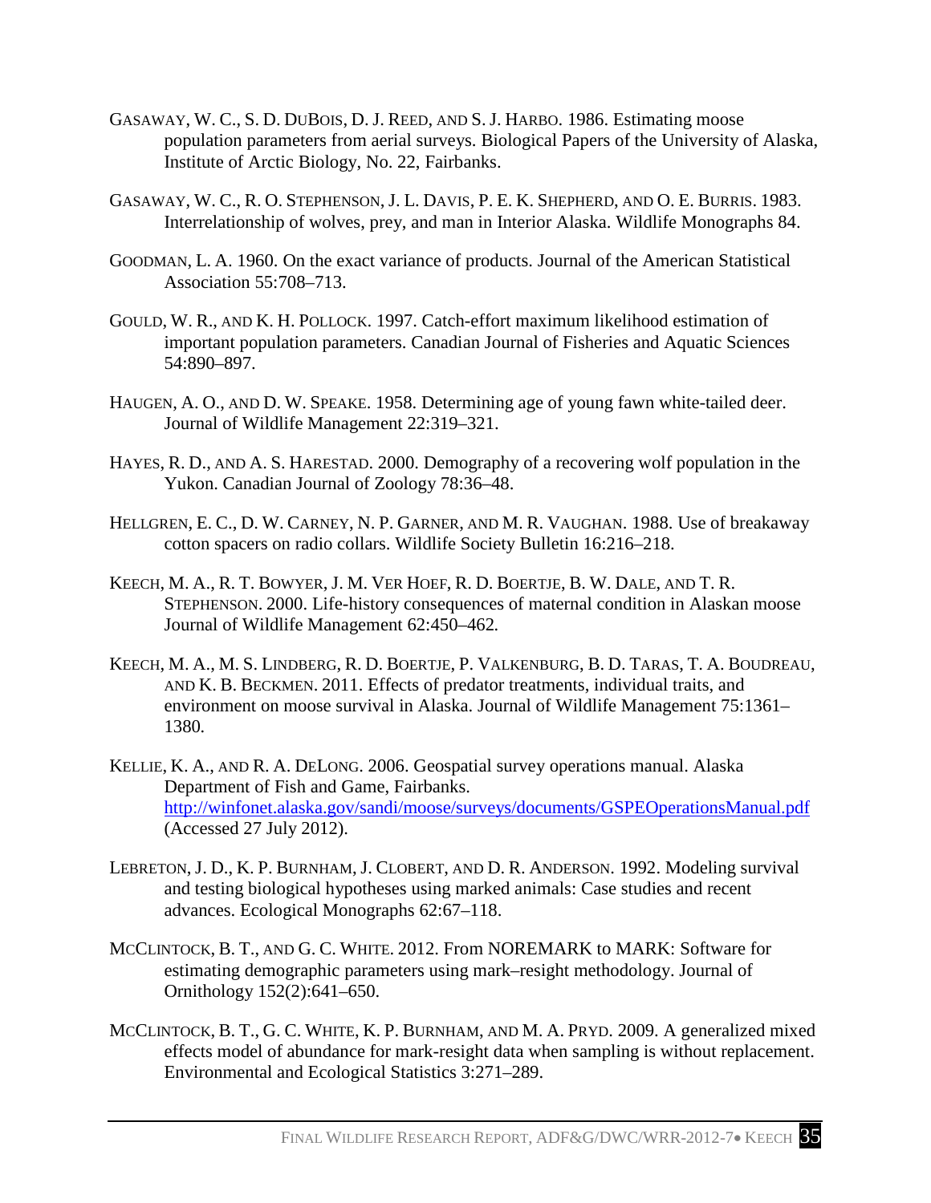GASAWAY, W. C., S. D. DUBOIS, D. J. REED, AND S. J. HARBO. 1986. Estimating moose population parameters from aerial surveys. Biological Papers of the University of Alaska, Institute of Arctic Biology, No. 22, Fairbanks.

GASAWAY, W. C., R. O. STEPHENSON, J. L. DAVIS, P. E. K. SHEPHERD, AND O. E. BURRIS. 1983. Interrelationship of wolves, prey, and man in Interior Alaska. Wildlife Monographs 84.

GOODMAN, L. A. 1960. On the exact variance of products. Journal of the American Statistical Association 55:708–713.

GOULD, W. R., AND K. H. POLLOCK. 1997. Catch-effort maximum likelihood estimation of important population parameters. Canadian Journal of Fisheries and Aquatic Sciences 54:890–897.

HAUGEN, A. O., AND D. W. SPEAKE. 1958. Determining age of young fawn white-tailed deer. Journal of Wildlife Management 22:319–321.

HAYES, R. D., AND A. S. HARESTAD. 2000. Demography of a recovering wolf population in the Yukon. Canadian Journal of Zoology 78:36–48.

HELLGREN, E. C., D. W. CARNEY, N. P. GARNER, AND M. R. VAUGHAN. 1988. Use of breakaway cotton spacers on radio collars. Wildlife Society Bulletin 16:216–218.

KEECH, M. A., R. T. BOWYER, J. M. VER HOEF, R. D. BOERTJE, B. W. DALE, AND T. R. STEPHENSON. 2000. Life-history consequences of maternal condition in Alaskan moose Journal of Wildlife Management 62:450–462.

KEECH, M. A., M. S. LINDBERG, R. D. BOERTJE, P. VALKENBURG, B. D. TARAS, T. A. BOUDREAU, AND K. B. BECKMEN. 2011. Effects of predator treatments, individual traits, and environment on moose survival in Alaska. Journal of Wildlife Management 75:1361–1380.

KELLIE, K. A., AND R. A. DELONG. 2006. Geospatial survey operations manual. Alaska Department of Fish and Game, Fairbanks. http://winfonet.alaska.gov/sandi/moose/surveys/documents/GSPEOperationsManual.pdf (Accessed 27 July 2012).

LEBRETON, J. D., K. P. BURNHAM, J. CLOBERT, AND D. R. ANDERSON. 1992. Modeling survival and testing biological hypotheses using marked animals: Case studies and recent advances. Ecological Monographs 62:67–118.

MCCLINTOCK, B. T., AND G. C. WHITE. 2012. From NOREMARK to MARK: Software for estimating demographic parameters using mark–resight methodology. Journal of Ornithology 152(2):641–650.

MCCLINTOCK, B. T., G. C. WHITE, K. P. BURNHAM, AND M. A. PRYD. 2009. A generalized mixed effects model of abundance for mark-resight data when sampling is without replacement. Environmental and Ecological Statistics 3:271–289.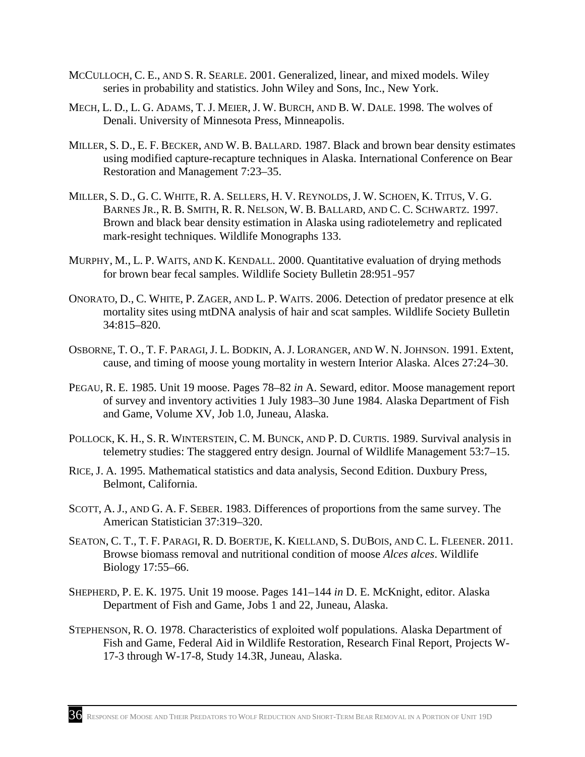McCulloch, C. E., and S. R. Searle. 2001. Generalized, linear, and mixed models. Wiley series in probability and statistics. John Wiley and Sons, Inc., New York.

Mech, L. D., L. G. Adams, T. J. Meier, J. W. Burch, and B. W. Dale. 1998. The wolves of Denali. University of Minnesota Press, Minneapolis.

Miller, S. D., E. F. Becker, and W. B. Ballard. 1987. Black and brown bear density estimates using modified capture-recapture techniques in Alaska. International Conference on Bear Restoration and Management 7:23–35.

Miller, S. D., G. C. White, R. A. Sellers, H. V. Reynolds, J. W. Schoen, K. Titus, V. G. Barnes Jr., R. B. Smith, R. R. Nelson, W. B. Ballard, and C. C. Schwartz. 1997. Brown and black bear density estimation in Alaska using radiotelemetry and replicated mark-resight techniques. Wildlife Monographs 133.

Murphy, M., L. P. Waits, and K. Kendall. 2000. Quantitative evaluation of drying methods for brown bear fecal samples. Wildlife Society Bulletin 28:951–957

Onorato, D., C. White, P. Zager, and L. P. Waits. 2006. Detection of predator presence at elk mortality sites using mtDNA analysis of hair and scat samples. Wildlife Society Bulletin 34:815–820.

Osborne, T. O., T. F. Paragi, J. L. Bodkin, A. J. Loranger, and W. N. Johnson. 1991. Extent, cause, and timing of moose young mortality in western Interior Alaska. Alces 27:24–30.

Pegau, R. E. 1985. Unit 19 moose. Pages 78–82 *in* A. Seward, editor. Moose management report of survey and inventory activities 1 July 1983–30 June 1984. Alaska Department of Fish and Game, Volume XV, Job 1.0, Juneau, Alaska.

Pollock, K. H., S. R. Winterstein, C. M. Bunck, and P. D. Curtis. 1989. Survival analysis in telemetry studies: The staggered entry design. Journal of Wildlife Management 53:7–15.

Rice, J. A. 1995. Mathematical statistics and data analysis, Second Edition. Duxbury Press, Belmont, California.

Scott, A. J., and G. A. F. Seber. 1983. Differences of proportions from the same survey. The American Statistician 37:319–320.

Seaton, C. T., T. F. Paragi, R. D. Boertje, K. Kielland, S. DuBois, and C. L. Fleener. 2011. Browse biomass removal and nutritional condition of moose *Alces alces*. Wildlife Biology 17:55–66.

Shepherd, P. E. K. 1975. Unit 19 moose. Pages 141–144 *in* D. E. McKnight, editor. Alaska Department of Fish and Game, Jobs 1 and 22, Juneau, Alaska.

Stephenson, R. O. 1978. Characteristics of exploited wolf populations. Alaska Department of Fish and Game, Federal Aid in Wildlife Restoration, Research Final Report, Projects W-17-3 through W-17-8, Study 14.3R, Juneau, Alaska.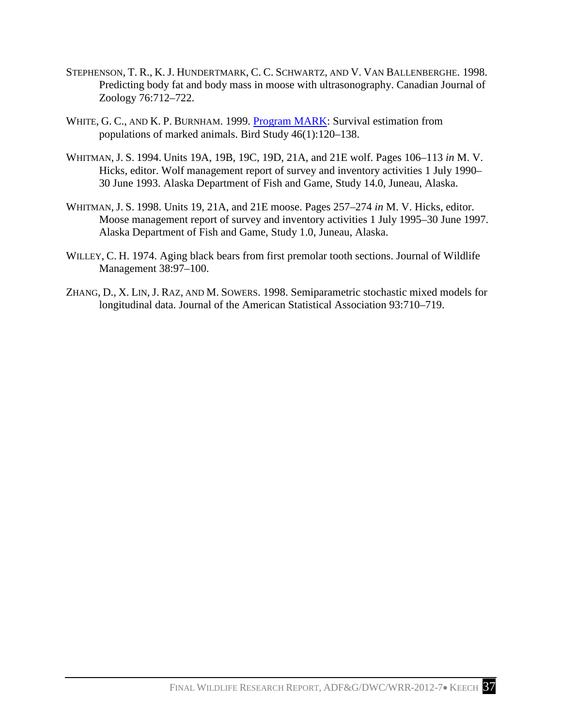STEPHENSON, T. R., K. J. HUNDERTMARK, C. C. SCHWARTZ, AND V. VAN BALLENBERGHE. 1998. Predicting body fat and body mass in moose with ultrasonography. Canadian Journal of Zoology 76:712–722.

WHITE, G. C., AND K. P. BURNHAM. 1999. Program MARK: Survival estimation from populations of marked animals. Bird Study 46(1):120–138.

WHITMAN, J. S. 1994. Units 19A, 19B, 19C, 19D, 21A, and 21E wolf. Pages 106–113 *in* M. V. Hicks, editor. Wolf management report of survey and inventory activities 1 July 1990–30 June 1993. Alaska Department of Fish and Game, Study 14.0, Juneau, Alaska.

WHITMAN, J. S. 1998. Units 19, 21A, and 21E moose. Pages 257–274 *in* M. V. Hicks, editor. Moose management report of survey and inventory activities 1 July 1995–30 June 1997. Alaska Department of Fish and Game, Study 1.0, Juneau, Alaska.

WILLEY, C. H. 1974. Aging black bears from first premolar tooth sections. Journal of Wildlife Management 38:97–100.

ZHANG, D., X. LIN, J. RAZ, AND M. SOWERS. 1998. Semiparametric stochastic mixed models for longitudinal data. Journal of the American Statistical Association 93:710–719.